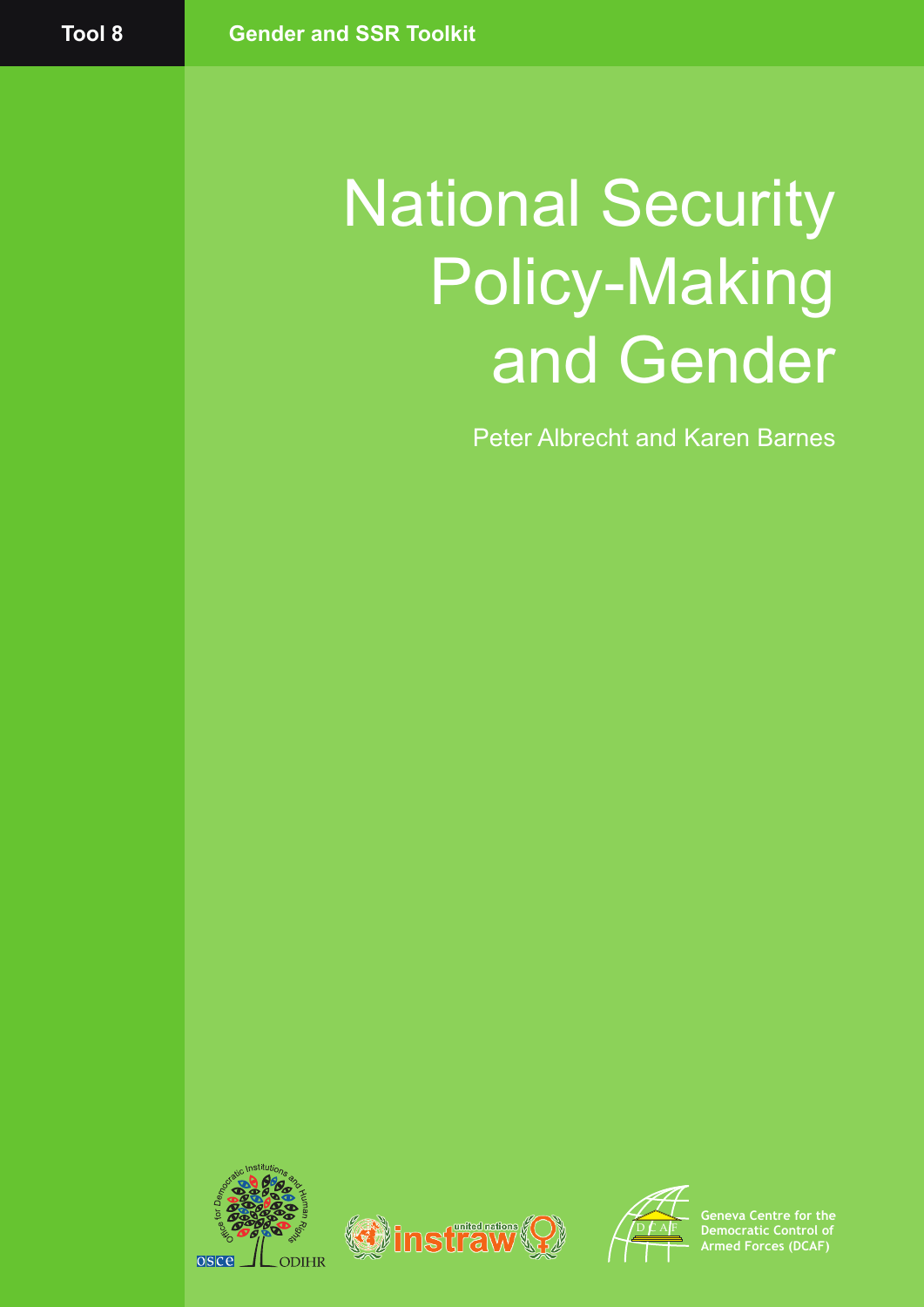Tool 8

Gender and SSR Toolkit

# National Security Policy-Making and Gender

Peter Albrecht and Karen Barnes

Geneva Centre for the Democratic Control of Armed Forces (DCAF)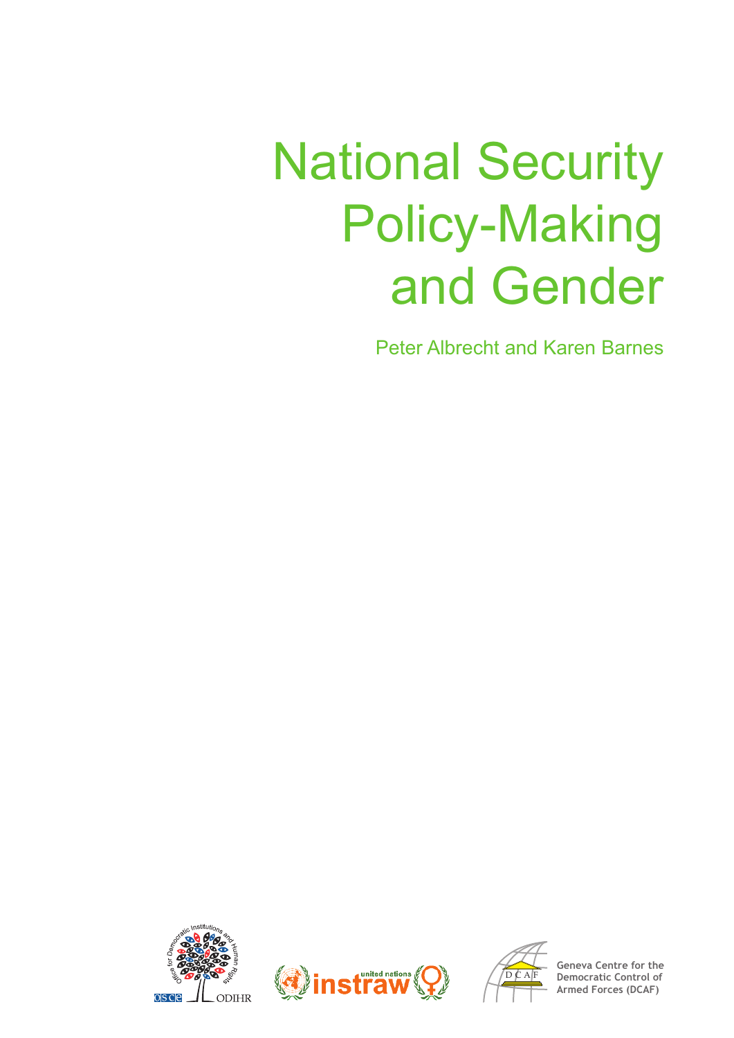# National Security Policy-Making and Gender

Peter Albrecht and Karen Barnes

Geneva Centre for the Democratic Control of Armed Forces (DCAF)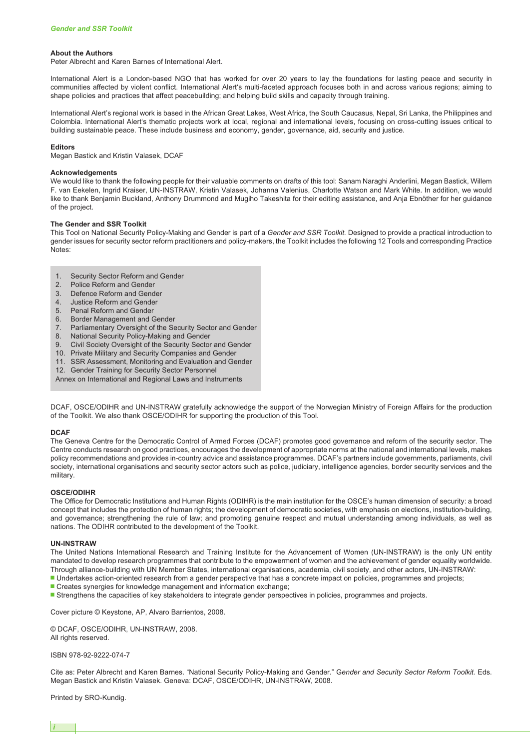### About the Authors

Peter Albrecht and Karen Barnes of International Alert.

International Alert is a London-based NGO that has worked for over 20 years to lay the foundations for lasting peace and security in communities affected by violent conflict. International Alert's multi-faceted approach focuses both in and across various regions; aiming to shape policies and practices that affect peacebuilding; and helping build skills and capacity through training.

International Alert's regional work is based in the African Great Lakes, West Africa, the South Caucasus, Nepal, Sri Lanka, the Philippines and Colombia. International Alert's thematic projects work at local, regional and international levels, focusing on cross-cutting issues critical to building sustainable peace. These include business and economy, gender, governance, aid, security and justice.

### Editors

Megan Bastick and Kristin Valasek, DCAF

### Acknowledgements

We would like to thank the following people for their valuable comments on drafts of this tool: Sanam Naraghi Anderlini, Megan Bastick, Willem F. van Eekelen, Ingrid Kraiser, UN-INSTRAW, Kristin Valasek, Johanna Valenius, Charlotte Watson and Mark White. In addition, we would like to thank Benjamin Buckland, Anthony Drummond and Mugiho Takeshita for their editing assistance, and Anja Ebnöther for her guidance of the project.

### The Gender and SSR Toolkit

This Tool on National Security Policy-Making and Gender is part of a *Gender and SSR Toolkit.* Designed to provide a practical introduction to gender issues for security sector reform practitioners and policy-makers, the Toolkit includes the following 12 Tools and corresponding Practice Notes:

1. Security Sector Reform and Gender
2. Police Reform and Gender
3. Defence Reform and Gender
4. Justice Reform and Gender
5. Penal Reform and Gender
6. Border Management and Gender
7. Parliamentary Oversight of the Security Sector and Gender
8. National Security Policy-Making and Gender
9. Civil Society Oversight of the Security Sector and Gender
10. Private Military and Security Companies and Gender
11. SSR Assessment, Monitoring and Evaluation and Gender
12. Gender Training for Security Sector Personnel

Annex on International and Regional Laws and Instruments

DCAF, OSCE/ODIHR and UN-INSTRAW gratefully acknowledge the support of the Norwegian Ministry of Foreign Affairs for the production of the Toolkit. We also thank OSCE/ODIHR for supporting the production of this Tool.

### DCAF

The Geneva Centre for the Democratic Control of Armed Forces (DCAF) promotes good governance and reform of the security sector. The Centre conducts research on good practices, encourages the development of appropriate norms at the national and international levels, makes policy recommendations and provides in-country advice and assistance programmes. DCAF's partners include governments, parliaments, civil society, international organisations and security sector actors such as police, judiciary, intelligence agencies, border security services and the military.

### OSCE/ODIHR

The Office for Democratic Institutions and Human Rights (ODIHR) is the main institution for the OSCE's human dimension of security: a broad concept that includes the protection of human rights; the development of democratic societies, with emphasis on elections, institution-building, and governance; strengthening the rule of law; and promoting genuine respect and mutual understanding among individuals, as well as nations. The ODIHR contributed to the development of the Toolkit.

### UN-INSTRAW

The United Nations International Research and Training Institute for the Advancement of Women (UN-INSTRAW) is the only UN entity mandated to develop research programmes that contribute to the empowerment of women and the achievement of gender equality worldwide. Through alliance-building with UN Member States, international organisations, academia, civil society, and other actors, UN-INSTRAW:

- Undertakes action-oriented research from a gender perspective that has a concrete impact on policies, programmes and projects;
- Creates synergies for knowledge management and information exchange;
- Strengthens the capacities of key stakeholders to integrate gender perspectives in policies, programmes and projects.

Cover picture © Keystone, AP, Alvaro Barrientos, 2008.

© DCAF, OSCE/ODIHR, UN-INSTRAW, 2008.
All rights reserved.

ISBN 978-92-9222-074-7

Cite as: Peter Albrecht and Karen Barnes. "National Security Policy-Making and Gender." G*ender and Security Sector Reform Toolkit.* Eds. Megan Bastick and Kristin Valasek. Geneva: DCAF, OSCE/ODIHR, UN-INSTRAW, 2008.

Printed by SRO-Kundig.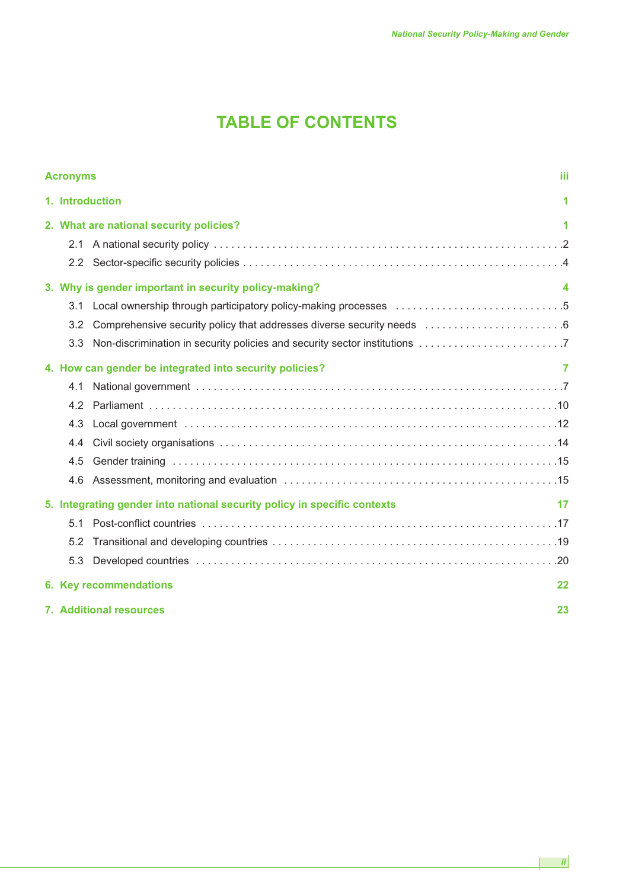# TABLE OF CONTENTS

**Acronyms** iii

**1. Introduction** 1

**2. What are national security policies?** 1

- 2.1 A national security policy . . . 2
- 2.2 Sector-specific security policies . . . 4

**3. Why is gender important in security policy-making?** 4

- 3.1 Local ownership through participatory policy-making processes . . . 5
- 3.2 Comprehensive security policy that addresses diverse security needs . . . 6
- 3.3 Non-discrimination in security policies and security sector institutions . . . 7

**4. How can gender be integrated into security policies?** 7

- 4.1 National government . . . 7
- 4.2 Parliament . . . 10
- 4.3 Local government . . . 12
- 4.4 Civil society organisations . . . 14
- 4.5 Gender training . . . 15
- 4.6 Assessment, monitoring and evaluation . . . 15

**5. Integrating gender into national security policy in specific contexts** 17

- 5.1 Post-conflict countries . . . 17
- 5.2 Transitional and developing countries . . . 19
- 5.3 Developed countries . . . 20

**6. Key recommendations** 22

**7. Additional resources** 23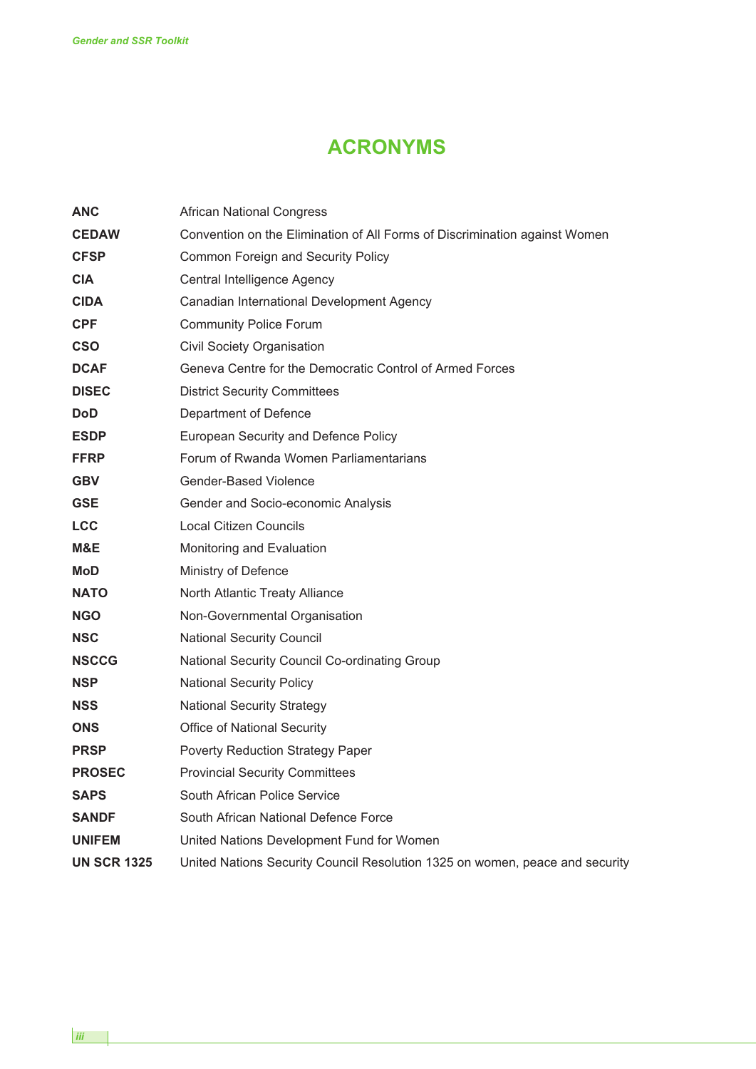# ACRONYMS

| | |
|---|---|
| **ANC** | African National Congress |
| **CEDAW** | Convention on the Elimination of All Forms of Discrimination against Women |
| **CFSP** | Common Foreign and Security Policy |
| **CIA** | Central Intelligence Agency |
| **CIDA** | Canadian International Development Agency |
| **CPF** | Community Police Forum |
| **CSO** | Civil Society Organisation |
| **DCAF** | Geneva Centre for the Democratic Control of Armed Forces |
| **DISEC** | District Security Committees |
| **DoD** | Department of Defence |
| **ESDP** | European Security and Defence Policy |
| **FFRP** | Forum of Rwanda Women Parliamentarians |
| **GBV** | Gender-Based Violence |
| **GSE** | Gender and Socio-economic Analysis |
| **LCC** | Local Citizen Councils |
| **M&E** | Monitoring and Evaluation |
| **MoD** | Ministry of Defence |
| **NATO** | North Atlantic Treaty Alliance |
| **NGO** | Non-Governmental Organisation |
| **NSC** | National Security Council |
| **NSCCG** | National Security Council Co-ordinating Group |
| **NSP** | National Security Policy |
| **NSS** | National Security Strategy |
| **ONS** | Office of National Security |
| **PRSP** | Poverty Reduction Strategy Paper |
| **PROSEC** | Provincial Security Committees |
| **SAPS** | South African Police Service |
| **SANDF** | South African National Defence Force |
| **UNIFEM** | United Nations Development Fund for Women |
| **UN SCR 1325** | United Nations Security Council Resolution 1325 on women, peace and security |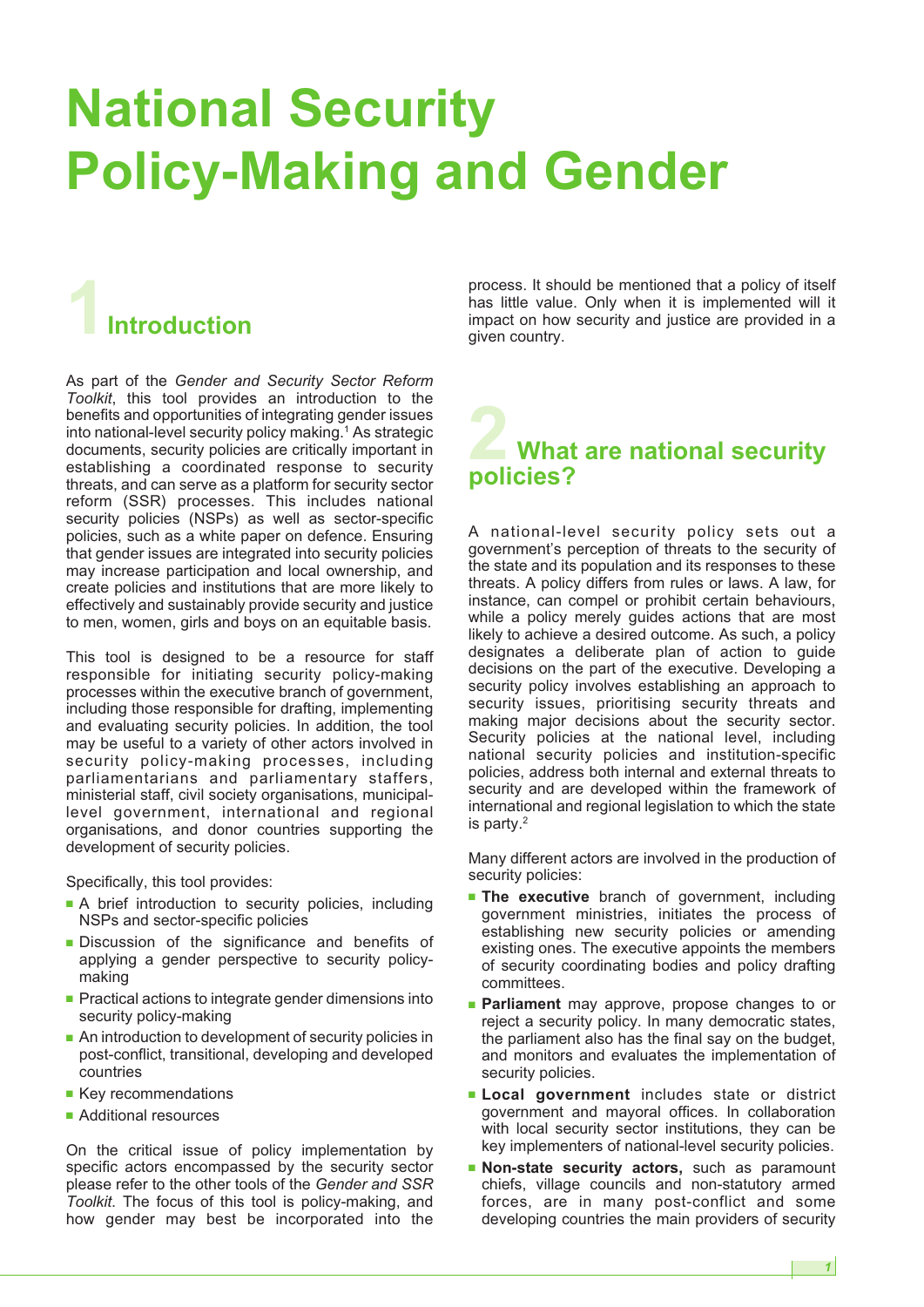# National Security Policy-Making and Gender

## 1 Introduction

As part of the *Gender and Security Sector Reform Toolkit*, this tool provides an introduction to the benefits and opportunities of integrating gender issues into national-level security policy making.[1] As strategic documents, security policies are critically important in establishing a coordinated response to security threats, and can serve as a platform for security sector reform (SSR) processes. This includes national security policies (NSPs) as well as sector-specific policies, such as a white paper on defence. Ensuring that gender issues are integrated into security policies may increase participation and local ownership, and create policies and institutions that are more likely to effectively and sustainably provide security and justice to men, women, girls and boys on an equitable basis.

This tool is designed to be a resource for staff responsible for initiating security policy-making processes within the executive branch of government, including those responsible for drafting, implementing and evaluating security policies. In addition, the tool may be useful to a variety of other actors involved in security policy-making processes, including parliamentarians and parliamentary staffers, ministerial staff, civil society organisations, municipal-level government, international and regional organisations, and donor countries supporting the development of security policies.

Specifically, this tool provides:

- A brief introduction to security policies, including NSPs and sector-specific policies
- Discussion of the significance and benefits of applying a gender perspective to security policy-making
- Practical actions to integrate gender dimensions into security policy-making
- An introduction to development of security policies in post-conflict, transitional, developing and developed countries
- Key recommendations
- Additional resources

On the critical issue of policy implementation by specific actors encompassed by the security sector please refer to the other tools of the *Gender and SSR Toolkit*. The focus of this tool is policy-making, and how gender may best be incorporated into the process. It should be mentioned that a policy of itself has little value. Only when it is implemented will it impact on how security and justice are provided in a given country.

## 2 What are national security policies?

A national-level security policy sets out a government's perception of threats to the security of the state and its population and its responses to these threats. A policy differs from rules or laws. A law, for instance, can compel or prohibit certain behaviours, while a policy merely guides actions that are most likely to achieve a desired outcome. As such, a policy designates a deliberate plan of action to guide decisions on the part of the executive. Developing a security policy involves establishing an approach to security issues, prioritising security threats and making major decisions about the security sector. Security policies at the national level, including national security policies and institution-specific policies, address both internal and external threats to security and are developed within the framework of international and regional legislation to which the state is party.[2]

Many different actors are involved in the production of security policies:

- **The executive** branch of government, including government ministries, initiates the process of establishing new security policies or amending existing ones. The executive appoints the members of security coordinating bodies and policy drafting committees.
- **Parliament** may approve, propose changes to or reject a security policy. In many democratic states, the parliament also has the final say on the budget, and monitors and evaluates the implementation of security policies.
- **Local government** includes state or district government and mayoral offices. In collaboration with local security sector institutions, they can be key implementers of national-level security policies.
- **Non-state security actors,** such as paramount chiefs, village councils and non-statutory armed forces, are in many post-conflict and some developing countries the main providers of security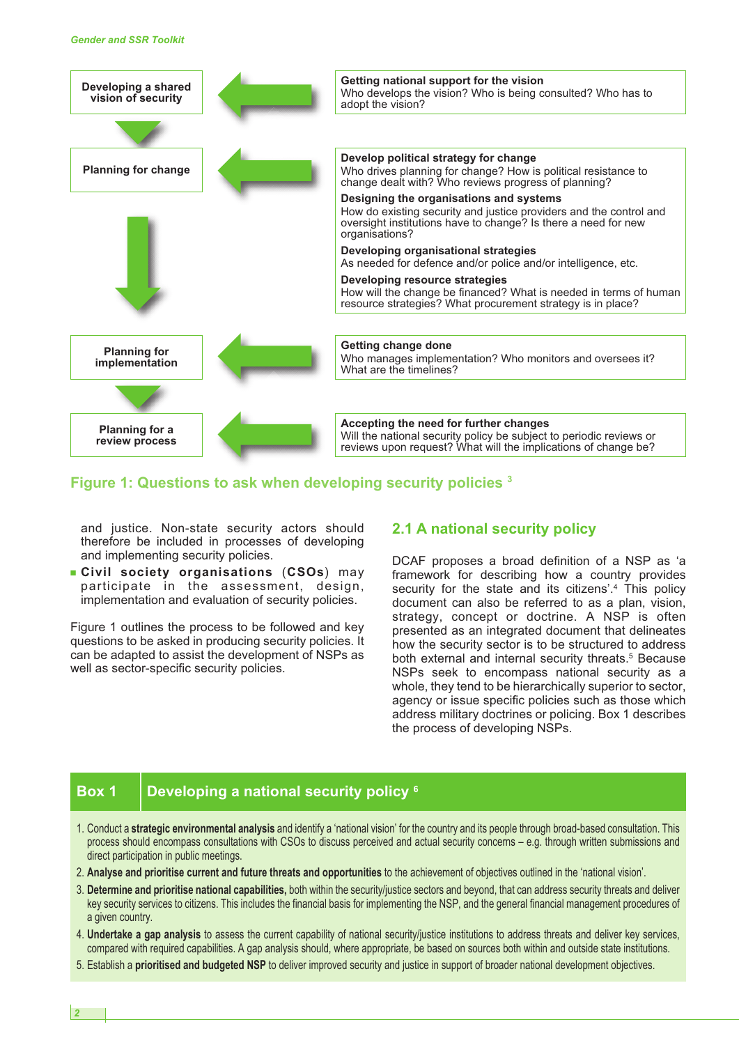| Stage | Questions |
| --- | --- |
| **Developing a shared vision of security** | **Getting national support for the vision**<br>Who develops the vision? Who is being consulted? Who has to adopt the vision? |
| **Planning for change** | **Develop political strategy for change**<br>Who drives planning for change? How is political resistance to change dealt with? Who reviews progress of planning?<br>**Designing the organisations and systems**<br>How do existing security and justice providers and the control and oversight institutions have to change? Is there a need for new organisations?<br>**Developing organisational strategies**<br>As needed for defence and/or police and/or intelligence, etc.<br>**Developing resource strategies**<br>How will the change be financed? What is needed in terms of human resource strategies? What procurement strategy is in place? |
| **Planning for implementation** | **Getting change done**<br>Who manages implementation? Who monitors and oversees it? What are the timelines? |
| **Planning for a review process** | **Accepting the need for further changes**<br>Will the national security policy be subject to periodic reviews or reviews upon request? What will the implications of change be? |

**Figure 1: Questions to ask when developing security policies** [3]

and justice. Non-state security actors should therefore be included in processes of developing and implementing security policies.

- **Civil society organisations** (**CSOs**) may participate in the assessment, design, implementation and evaluation of security policies.

Figure 1 outlines the process to be followed and key questions to be asked in producing security policies. It can be adapted to assist the development of NSPs as well as sector-specific security policies.

## 2.1 A national security policy

DCAF proposes a broad definition of a NSP as 'a framework for describing how a country provides security for the state and its citizens'.[4] This policy document can also be referred to as a plan, vision, strategy, concept or doctrine. A NSP is often presented as an integrated document that delineates how the security sector is to be structured to address both external and internal security threats.[5] Because NSPs seek to encompass national security as a whole, they tend to be hierarchically superior to sector, agency or issue specific policies such as those which address military doctrines or policing. Box 1 describes the process of developing NSPs.

### Box 1 Developing a national security policy [6]

1. Conduct a **strategic environmental analysis** and identify a 'national vision' for the country and its people through broad-based consultation. This process should encompass consultations with CSOs to discuss perceived and actual security concerns – e.g. through written submissions and direct participation in public meetings.
2. **Analyse and prioritise current and future threats and opportunities** to the achievement of objectives outlined in the 'national vision'.
3. **Determine and prioritise national capabilities,** both within the security/justice sectors and beyond, that can address security threats and deliver key security services to citizens. This includes the financial basis for implementing the NSP, and the general financial management procedures of a given country.
4. **Undertake a gap analysis** to assess the current capability of national security/justice institutions to address threats and deliver key services, compared with required capabilities. A gap analysis should, where appropriate, be based on sources both within and outside state institutions.
5. Establish a **prioritised and budgeted NSP** to deliver improved security and justice in support of broader national development objectives.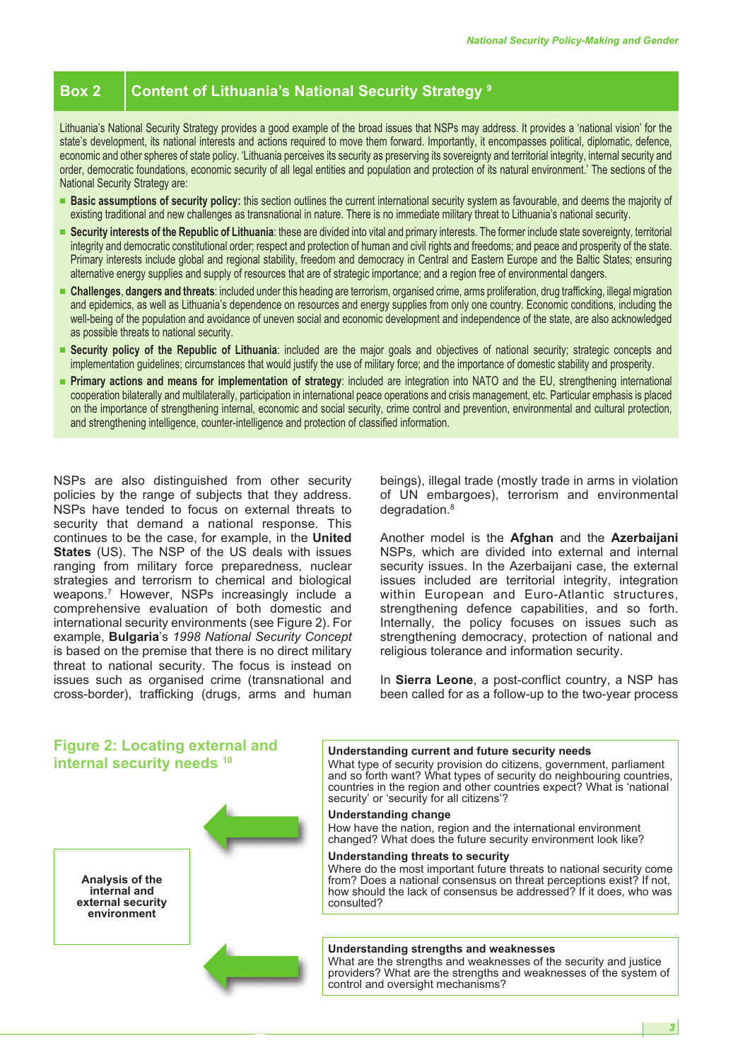## Box 2 Content of Lithuania's National Security Strategy [9]

Lithuania's National Security Strategy provides a good example of the broad issues that NSPs may address. It provides a 'national vision' for the state's development, its national interests and actions required to move them forward. Importantly, it encompasses political, diplomatic, defence, economic and other spheres of state policy. 'Lithuania perceives its security as preserving its sovereignty and territorial integrity, internal security and order, democratic foundations, economic security of all legal entities and population and protection of its natural environment.' The sections of the National Security Strategy are:

- **Basic assumptions of security policy:** this section outlines the current international security system as favourable, and deems the majority of existing traditional and new challenges as transnational in nature. There is no immediate military threat to Lithuania's national security.
- **Security interests of the Republic of Lithuania**: these are divided into vital and primary interests. The former include state sovereignty, territorial integrity and democratic constitutional order; respect and protection of human and civil rights and freedoms; and peace and prosperity of the state. Primary interests include global and regional stability, freedom and democracy in Central and Eastern Europe and the Baltic States; ensuring alternative energy supplies and supply of resources that are of strategic importance; and a region free of environmental dangers.
- **Challenges, dangers and threats**: included under this heading are terrorism, organised crime, arms proliferation, drug trafficking, illegal migration and epidemics, as well as Lithuania's dependence on resources and energy supplies from only one country. Economic conditions, including the well-being of the population and avoidance of uneven social and economic development and independence of the state, are also acknowledged as possible threats to national security.
- **Security policy of the Republic of Lithuania**: included are the major goals and objectives of national security; strategic concepts and implementation guidelines; circumstances that would justify the use of military force; and the importance of domestic stability and prosperity.
- **Primary actions and means for implementation of strategy**: included are integration into NATO and the EU, strengthening international cooperation bilaterally and multilaterally, participation in international peace operations and crisis management, etc. Particular emphasis is placed on the importance of strengthening internal, economic and social security, crime control and prevention, environmental and cultural protection, and strengthening intelligence, counter-intelligence and protection of classified information.

NSPs are also distinguished from other security policies by the range of subjects that they address. NSPs have tended to focus on external threats to security that demand a national response. This continues to be the case, for example, in the **United States** (US). The NSP of the US deals with issues ranging from military force preparedness, nuclear strategies and terrorism to chemical and biological weapons.[7] However, NSPs increasingly include a comprehensive evaluation of both domestic and international security environments (see Figure 2). For example, **Bulgaria**'s *1998 National Security Concept* is based on the premise that there is no direct military threat to national security. The focus is instead on issues such as organised crime (transnational and cross-border), trafficking (drugs, arms and human beings), illegal trade (mostly trade in arms in violation of UN embargoes), terrorism and environmental degradation.[8]

Another model is the **Afghan** and the **Azerbaijani** NSPs, which are divided into external and internal security issues. In the Azerbaijani case, the external issues included are territorial integrity, integration within European and Euro-Atlantic structures, strengthening defence capabilities, and so forth. Internally, the policy focuses on issues such as strengthening democracy, protection of national and religious tolerance and information security.

In **Sierra Leone**, a post-conflict country, a NSP has been called for as a follow-up to the two-year process

### Figure 2: Locating external and internal security needs [10]

**Analysis of the internal and external security environment**

**Understanding current and future security needs**
What type of security provision do citizens, government, parliament and so forth want? What types of security do neighbouring countries, countries in the region and other countries expect? What is 'national security' or 'security for all citizens'?

**Understanding change**
How have the nation, region and the international environment changed? What does the future security environment look like?

**Understanding threats to security**
Where do the most important future threats to national security come from? Does a national consensus on threat perceptions exist? If not, how should the lack of consensus be addressed? If it does, who was consulted?

**Understanding strengths and weaknesses**
What are the strengths and weaknesses of the security and justice providers? What are the strengths and weaknesses of the system of control and oversight mechanisms?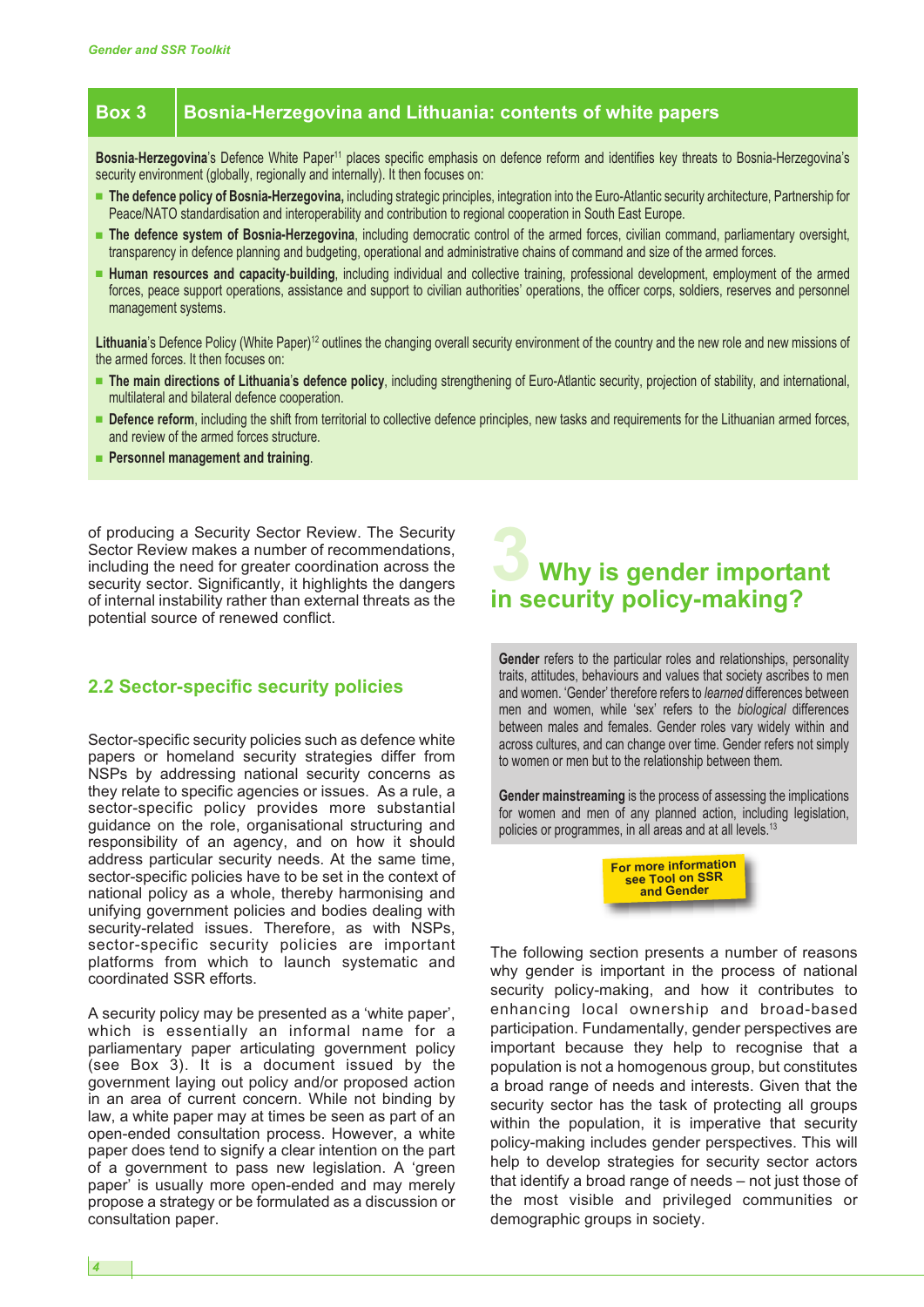## Box 3 Bosnia-Herzegovina and Lithuania: contents of white papers

**Bosnia-Herzegovina**'s Defence White Paper[11] places specific emphasis on defence reform and identifies key threats to Bosnia-Herzegovina's security environment (globally, regionally and internally). It then focuses on:

- **The defence policy of Bosnia-Herzegovina,** including strategic principles, integration into the Euro-Atlantic security architecture, Partnership for Peace/NATO standardisation and interoperability and contribution to regional cooperation in South East Europe.
- **The defence system of Bosnia-Herzegovina**, including democratic control of the armed forces, civilian command, parliamentary oversight, transparency in defence planning and budgeting, operational and administrative chains of command and size of the armed forces.
- **Human resources and capacity-building**, including individual and collective training, professional development, employment of the armed forces, peace support operations, assistance and support to civilian authorities' operations, the officer corps, soldiers, reserves and personnel management systems.

**Lithuania**'s Defence Policy (White Paper)[12] outlines the changing overall security environment of the country and the new role and new missions of the armed forces. It then focuses on:

- **The main directions of Lithuania's defence policy**, including strengthening of Euro-Atlantic security, projection of stability, and international, multilateral and bilateral defence cooperation.
- **Defence reform**, including the shift from territorial to collective defence principles, new tasks and requirements for the Lithuanian armed forces, and review of the armed forces structure.
- **Personnel management and training**.

of producing a Security Sector Review. The Security Sector Review makes a number of recommendations, including the need for greater coordination across the security sector. Significantly, it highlights the dangers of internal instability rather than external threats as the potential source of renewed conflict.

### 2.2 Sector-specific security policies

Sector-specific security policies such as defence white papers or homeland security strategies differ from NSPs by addressing national security concerns as they relate to specific agencies or issues. As a rule, a sector-specific policy provides more substantial guidance on the role, organisational structuring and responsibility of an agency, and on how it should address particular security needs. At the same time, sector-specific policies have to be set in the context of national policy as a whole, thereby harmonising and unifying government policies and bodies dealing with security-related issues. Therefore, as with NSPs, sector-specific security policies are important platforms from which to launch systematic and coordinated SSR efforts.

A security policy may be presented as a 'white paper', which is essentially an informal name for a parliamentary paper articulating government policy (see Box 3). It is a document issued by the government laying out policy and/or proposed action in an area of current concern. While not binding by law, a white paper may at times be seen as part of an open-ended consultation process. However, a white paper does tend to signify a clear intention on the part of a government to pass new legislation. A 'green paper' is usually more open-ended and may merely propose a strategy or be formulated as a discussion or consultation paper.

# 3 Why is gender important in security policy-making?

**Gender** refers to the particular roles and relationships, personality traits, attitudes, behaviours and values that society ascribes to men and women. 'Gender' therefore refers to *learned* differences between men and women, while 'sex' refers to the *biological* differences between males and females. Gender roles vary widely within and across cultures, and can change over time. Gender refers not simply to women or men but to the relationship between them.

**Gender mainstreaming** is the process of assessing the implications for women and men of any planned action, including legislation, policies or programmes, in all areas and at all levels.[13]

For more information see Tool on SSR and Gender

The following section presents a number of reasons why gender is important in the process of national security policy-making, and how it contributes to enhancing local ownership and broad-based participation. Fundamentally, gender perspectives are important because they help to recognise that a population is not a homogenous group, but constitutes a broad range of needs and interests. Given that the security sector has the task of protecting all groups within the population, it is imperative that security policy-making includes gender perspectives. This will help to develop strategies for security sector actors that identify a broad range of needs – not just those of the most visible and privileged communities or demographic groups in society.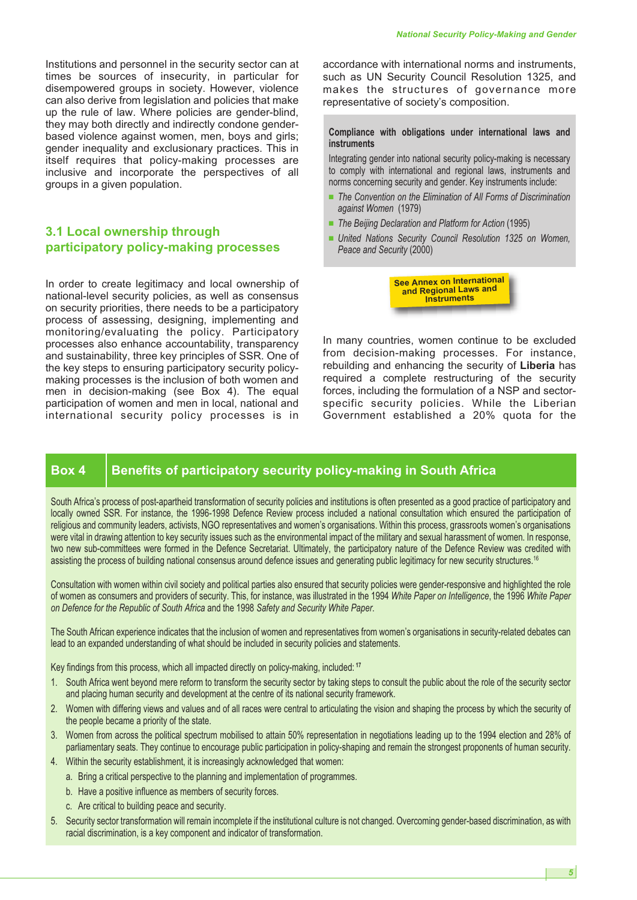Institutions and personnel in the security sector can at times be sources of insecurity, in particular for disempowered groups in society. However, violence can also derive from legislation and policies that make up the rule of law. Where policies are gender-blind, they may both directly and indirectly condone gender-based violence against women, men, boys and girls; gender inequality and exclusionary practices. This in itself requires that policy-making processes are inclusive and incorporate the perspectives of all groups in a given population.

## 3.1 Local ownership through participatory policy-making processes

In order to create legitimacy and local ownership of national-level security policies, as well as consensus on security priorities, there needs to be a participatory process of assessing, designing, implementing and monitoring/evaluating the policy. Participatory processes also enhance accountability, transparency and sustainability, three key principles of SSR. One of the key steps to ensuring participatory security policy-making processes is the inclusion of both women and men in decision-making (see Box 4). The equal participation of women and men in local, national and international security policy processes is in accordance with international norms and instruments, such as UN Security Council Resolution 1325, and makes the structures of governance more representative of society's composition.

> **Compliance with obligations under international laws and instruments**
>
> Integrating gender into national security policy-making is necessary to comply with international and regional laws, instruments and norms concerning security and gender. Key instruments include:
>
> - *The Convention on the Elimination of All Forms of Discrimination against Women* (1979)
> - *The Beijing Declaration and Platform for Action* (1995)
> - *United Nations Security Council Resolution 1325 on Women, Peace and Security* (2000)

**See Annex on International and Regional Laws and Instruments**

In many countries, women continue to be excluded from decision-making processes. For instance, rebuilding and enhancing the security of **Liberia** has required a complete restructuring of the security forces, including the formulation of a NSP and sector-specific security policies. While the Liberian Government established a 20% quota for the

### Box 4 Benefits of participatory security policy-making in South Africa

South Africa's process of post-apartheid transformation of security policies and institutions is often presented as a good practice of participatory and locally owned SSR. For instance, the 1996-1998 Defence Review process included a national consultation which ensured the participation of religious and community leaders, activists, NGO representatives and women's organisations. Within this process, grassroots women's organisations were vital in drawing attention to key security issues such as the environmental impact of the military and sexual harassment of women. In response, two new sub-committees were formed in the Defence Secretariat. Ultimately, the participatory nature of the Defence Review was credited with assisting the process of building national consensus around defence issues and generating public legitimacy for new security structures.[16]

Consultation with women within civil society and political parties also ensured that security policies were gender-responsive and highlighted the role of women as consumers and providers of security. This, for instance, was illustrated in the 1994 *White Paper on Intelligence*, the 1996 *White Paper on Defence for the Republic of South Africa* and the 1998 *Safety and Security White Paper.*

The South African experience indicates that the inclusion of women and representatives from women's organisations in security-related debates can lead to an expanded understanding of what should be included in security policies and statements.

Key findings from this process, which all impacted directly on policy-making, included:[17]

1. South Africa went beyond mere reform to transform the security sector by taking steps to consult the public about the role of the security sector and placing human security and development at the centre of its national security framework.
2. Women with differing views and values and of all races were central to articulating the vision and shaping the process by which the security of the people became a priority of the state.
3. Women from across the political spectrum mobilised to attain 50% representation in negotiations leading up to the 1994 election and 28% of parliamentary seats. They continue to encourage public participation in policy-shaping and remain the strongest proponents of human security.
4. Within the security establishment, it is increasingly acknowledged that women:
   a. Bring a critical perspective to the planning and implementation of programmes.
   b. Have a positive influence as members of security forces.
   c. Are critical to building peace and security.
5. Security sector transformation will remain incomplete if the institutional culture is not changed. Overcoming gender-based discrimination, as with racial discrimination, is a key component and indicator of transformation.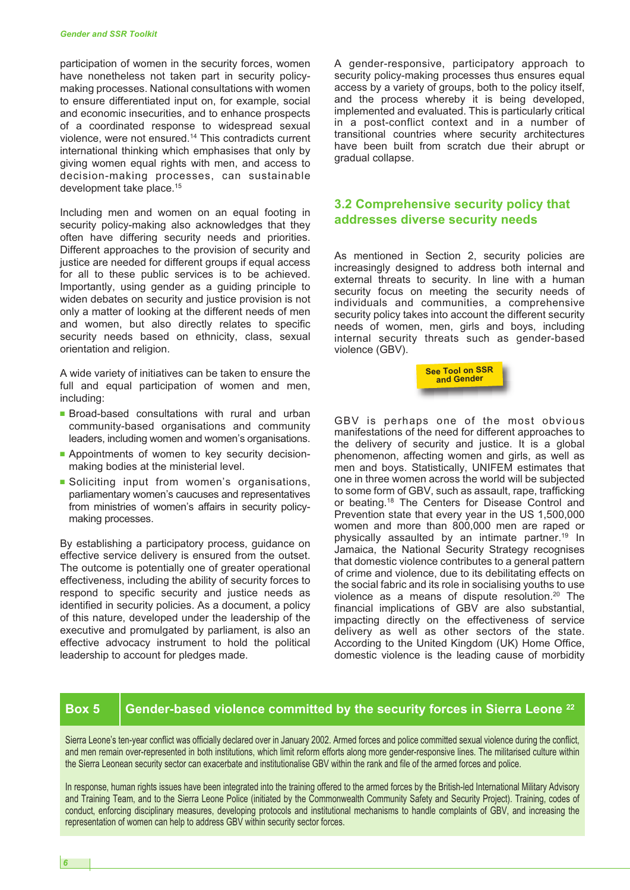participation of women in the security forces, women have nonetheless not taken part in security policy-making processes. National consultations with women to ensure differentiated input on, for example, social and economic insecurities, and to enhance prospects of a coordinated response to widespread sexual violence, were not ensured.[14] This contradicts current international thinking which emphasises that only by giving women equal rights with men, and access to decision-making processes, can sustainable development take place.[15]

Including men and women on an equal footing in security policy-making also acknowledges that they often have differing security needs and priorities. Different approaches to the provision of security and justice are needed for different groups if equal access for all to these public services is to be achieved. Importantly, using gender as a guiding principle to widen debates on security and justice provision is not only a matter of looking at the different needs of men and women, but also directly relates to specific security needs based on ethnicity, class, sexual orientation and religion.

A wide variety of initiatives can be taken to ensure the full and equal participation of women and men, including:

- Broad-based consultations with rural and urban community-based organisations and community leaders, including women and women's organisations.
- Appointments of women to key security decision-making bodies at the ministerial level.
- Soliciting input from women's organisations, parliamentary women's caucuses and representatives from ministries of women's affairs in security policy-making processes.

By establishing a participatory process, guidance on effective service delivery is ensured from the outset. The outcome is potentially one of greater operational effectiveness, including the ability of security forces to respond to specific security and justice needs as identified in security policies. As a document, a policy of this nature, developed under the leadership of the executive and promulgated by parliament, is also an effective advocacy instrument to hold the political leadership to account for pledges made.

A gender-responsive, participatory approach to security policy-making processes thus ensures equal access by a variety of groups, both to the policy itself, and the process whereby it is being developed, implemented and evaluated. This is particularly critical in a post-conflict context and in a number of transitional countries where security architectures have been built from scratch due their abrupt or gradual collapse.

## 3.2 Comprehensive security policy that addresses diverse security needs

As mentioned in Section 2, security policies are increasingly designed to address both internal and external threats to security. In line with a human security focus on meeting the security needs of individuals and communities, a comprehensive security policy takes into account the different security needs of women, men, girls and boys, including internal security threats such as gender-based violence (GBV).

**See Tool on SSR and Gender**

GBV is perhaps one of the most obvious manifestations of the need for different approaches to the delivery of security and justice. It is a global phenomenon, affecting women and girls, as well as men and boys. Statistically, UNIFEM estimates that one in three women across the world will be subjected to some form of GBV, such as assault, rape, trafficking or beating.[18] The Centers for Disease Control and Prevention state that every year in the US 1,500,000 women and more than 800,000 men are raped or physically assaulted by an intimate partner.[19] In Jamaica, the National Security Strategy recognises that domestic violence contributes to a general pattern of crime and violence, due to its debilitating effects on the social fabric and its role in socialising youths to use violence as a means of dispute resolution.[20] The financial implications of GBV are also substantial, impacting directly on the effectiveness of service delivery as well as other sectors of the state. According to the United Kingdom (UK) Home Office, domestic violence is the leading cause of morbidity

---

**Box 5 — Gender-based violence committed by the security forces in Sierra Leone [22]**

Sierra Leone's ten-year conflict was officially declared over in January 2002. Armed forces and police committed sexual violence during the conflict, and men remain over-represented in both institutions, which limit reform efforts along more gender-responsive lines. The militarised culture within the Sierra Leonean security sector can exacerbate and institutionalise GBV within the rank and file of the armed forces and police.

In response, human rights issues have been integrated into the training offered to the armed forces by the British-led International Military Advisory and Training Team, and to the Sierra Leone Police (initiated by the Commonwealth Community Safety and Security Project). Training, codes of conduct, enforcing disciplinary measures, developing protocols and institutional mechanisms to handle complaints of GBV, and increasing the representation of women can help to address GBV within security sector forces.

---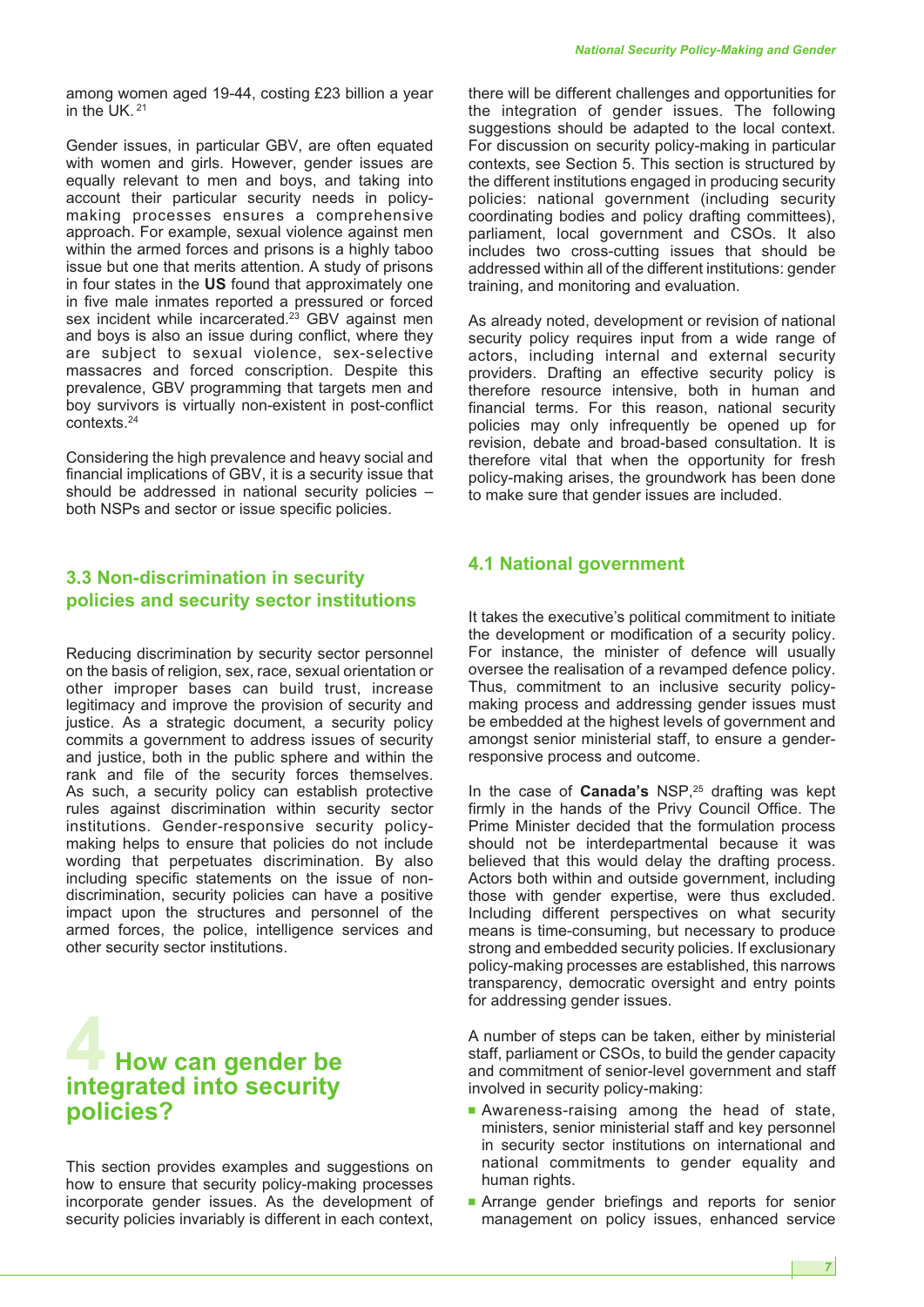among women aged 19-44, costing £23 billion a year in the UK.[21]

Gender issues, in particular GBV, are often equated with women and girls. However, gender issues are equally relevant to men and boys, and taking into account their particular security needs in policy-making processes ensures a comprehensive approach. For example, sexual violence against men within the armed forces and prisons is a highly taboo issue but one that merits attention. A study of prisons in four states in the **US** found that approximately one in five male inmates reported a pressured or forced sex incident while incarcerated.[23] GBV against men and boys is also an issue during conflict, where they are subject to sexual violence, sex-selective massacres and forced conscription. Despite this prevalence, GBV programming that targets men and boy survivors is virtually non-existent in post-conflict contexts.[24]

Considering the high prevalence and heavy social and financial implications of GBV, it is a security issue that should be addressed in national security policies – both NSPs and sector or issue specific policies.

## 3.3 Non-discrimination in security policies and security sector institutions

Reducing discrimination by security sector personnel on the basis of religion, sex, race, sexual orientation or other improper bases can build trust, increase legitimacy and improve the provision of security and justice. As a strategic document, a security policy commits a government to address issues of security and justice, both in the public sphere and within the rank and file of the security forces themselves. As such, a security policy can establish protective rules against discrimination within security sector institutions. Gender-responsive security policy-making helps to ensure that policies do not include wording that perpetuates discrimination. By also including specific statements on the issue of non-discrimination, security policies can have a positive impact upon the structures and personnel of the armed forces, the police, intelligence services and other security sector institutions.

# 4 How can gender be integrated into security policies?

This section provides examples and suggestions on how to ensure that security policy-making processes incorporate gender issues. As the development of security policies invariably is different in each context, there will be different challenges and opportunities for the integration of gender issues. The following suggestions should be adapted to the local context. For discussion on security policy-making in particular contexts, see Section 5. This section is structured by the different institutions engaged in producing security policies: national government (including security coordinating bodies and policy drafting committees), parliament, local government and CSOs. It also includes two cross-cutting issues that should be addressed within all of the different institutions: gender training, and monitoring and evaluation.

As already noted, development or revision of national security policy requires input from a wide range of actors, including internal and external security providers. Drafting an effective security policy is therefore resource intensive, both in human and financial terms. For this reason, national security policies may only infrequently be opened up for revision, debate and broad-based consultation. It is therefore vital that when the opportunity for fresh policy-making arises, the groundwork has been done to make sure that gender issues are included.

## 4.1 National government

It takes the executive's political commitment to initiate the development or modification of a security policy. For instance, the minister of defence will usually oversee the realisation of a revamped defence policy. Thus, commitment to an inclusive security policy-making process and addressing gender issues must be embedded at the highest levels of government and amongst senior ministerial staff, to ensure a gender-responsive process and outcome.

In the case of **Canada's** NSP,[25] drafting was kept firmly in the hands of the Privy Council Office. The Prime Minister decided that the formulation process should not be interdepartmental because it was believed that this would delay the drafting process. Actors both within and outside government, including those with gender expertise, were thus excluded. Including different perspectives on what security means is time-consuming, but necessary to produce strong and embedded security policies. If exclusionary policy-making processes are established, this narrows transparency, democratic oversight and entry points for addressing gender issues.

A number of steps can be taken, either by ministerial staff, parliament or CSOs, to build the gender capacity and commitment of senior-level government and staff involved in security policy-making:

- Awareness-raising among the head of state, ministers, senior ministerial staff and key personnel in security sector institutions on international and national commitments to gender equality and human rights.
- Arrange gender briefings and reports for senior management on policy issues, enhanced service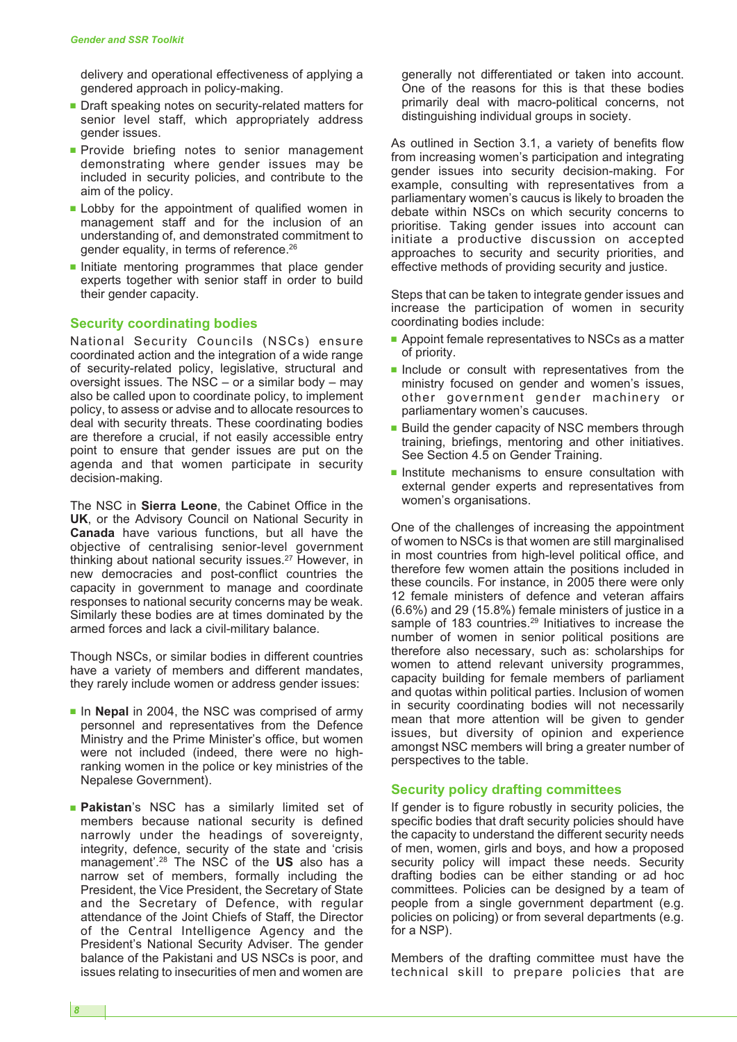delivery and operational effectiveness of applying a gendered approach in policy-making.

- Draft speaking notes on security-related matters for senior level staff, which appropriately address gender issues.
- Provide briefing notes to senior management demonstrating where gender issues may be included in security policies, and contribute to the aim of the policy.
- Lobby for the appointment of qualified women in management staff and for the inclusion of an understanding of, and demonstrated commitment to gender equality, in terms of reference.[26]
- Initiate mentoring programmes that place gender experts together with senior staff in order to build their gender capacity.

### Security coordinating bodies

National Security Councils (NSCs) ensure coordinated action and the integration of a wide range of security-related policy, legislative, structural and oversight issues. The NSC – or a similar body – may also be called upon to coordinate policy, to implement policy, to assess or advise and to allocate resources to deal with security threats. These coordinating bodies are therefore a crucial, if not easily accessible entry point to ensure that gender issues are put on the agenda and that women participate in security decision-making.

The NSC in **Sierra Leone**, the Cabinet Office in the **UK**, or the Advisory Council on National Security in **Canada** have various functions, but all have the objective of centralising senior-level government thinking about national security issues.[27] However, in new democracies and post-conflict countries the capacity in government to manage and coordinate responses to national security concerns may be weak. Similarly these bodies are at times dominated by the armed forces and lack a civil-military balance.

Though NSCs, or similar bodies in different countries have a variety of members and different mandates, they rarely include women or address gender issues:

- In **Nepal** in 2004, the NSC was comprised of army personnel and representatives from the Defence Ministry and the Prime Minister's office, but women were not included (indeed, there were no high-ranking women in the police or key ministries of the Nepalese Government).
- **Pakistan**'s NSC has a similarly limited set of members because national security is defined narrowly under the headings of sovereignty, integrity, defence, security of the state and 'crisis management'.[28] The NSC of the **US** also has a narrow set of members, formally including the President, the Vice President, the Secretary of State and the Secretary of Defence, with regular attendance of the Joint Chiefs of Staff, the Director of the Central Intelligence Agency and the President's National Security Adviser. The gender balance of the Pakistani and US NSCs is poor, and issues relating to insecurities of men and women are generally not differentiated or taken into account. One of the reasons for this is that these bodies primarily deal with macro-political concerns, not distinguishing individual groups in society.

As outlined in Section 3.1, a variety of benefits flow from increasing women's participation and integrating gender issues into security decision-making. For example, consulting with representatives from a parliamentary women's caucus is likely to broaden the debate within NSCs on which security concerns to prioritise. Taking gender issues into account can initiate a productive discussion on accepted approaches to security and security priorities, and effective methods of providing security and justice.

Steps that can be taken to integrate gender issues and increase the participation of women in security coordinating bodies include:

- Appoint female representatives to NSCs as a matter of priority.
- Include or consult with representatives from the ministry focused on gender and women's issues, other government gender machinery or parliamentary women's caucuses.
- Build the gender capacity of NSC members through training, briefings, mentoring and other initiatives. See Section 4.5 on Gender Training.
- Institute mechanisms to ensure consultation with external gender experts and representatives from women's organisations.

One of the challenges of increasing the appointment of women to NSCs is that women are still marginalised in most countries from high-level political office, and therefore few women attain the positions included in these councils. For instance, in 2005 there were only 12 female ministers of defence and veteran affairs (6.6%) and 29 (15.8%) female ministers of justice in a sample of 183 countries.[29] Initiatives to increase the number of women in senior political positions are therefore also necessary, such as: scholarships for women to attend relevant university programmes, capacity building for female members of parliament and quotas within political parties. Inclusion of women in security coordinating bodies will not necessarily mean that more attention will be given to gender issues, but diversity of opinion and experience amongst NSC members will bring a greater number of perspectives to the table.

### Security policy drafting committees

If gender is to figure robustly in security policies, the specific bodies that draft security policies should have the capacity to understand the different security needs of men, women, girls and boys, and how a proposed security policy will impact these needs. Security drafting bodies can be either standing or ad hoc committees. Policies can be designed by a team of people from a single government department (e.g. policies on policing) or from several departments (e.g. for a NSP).

Members of the drafting committee must have the technical skill to prepare policies that are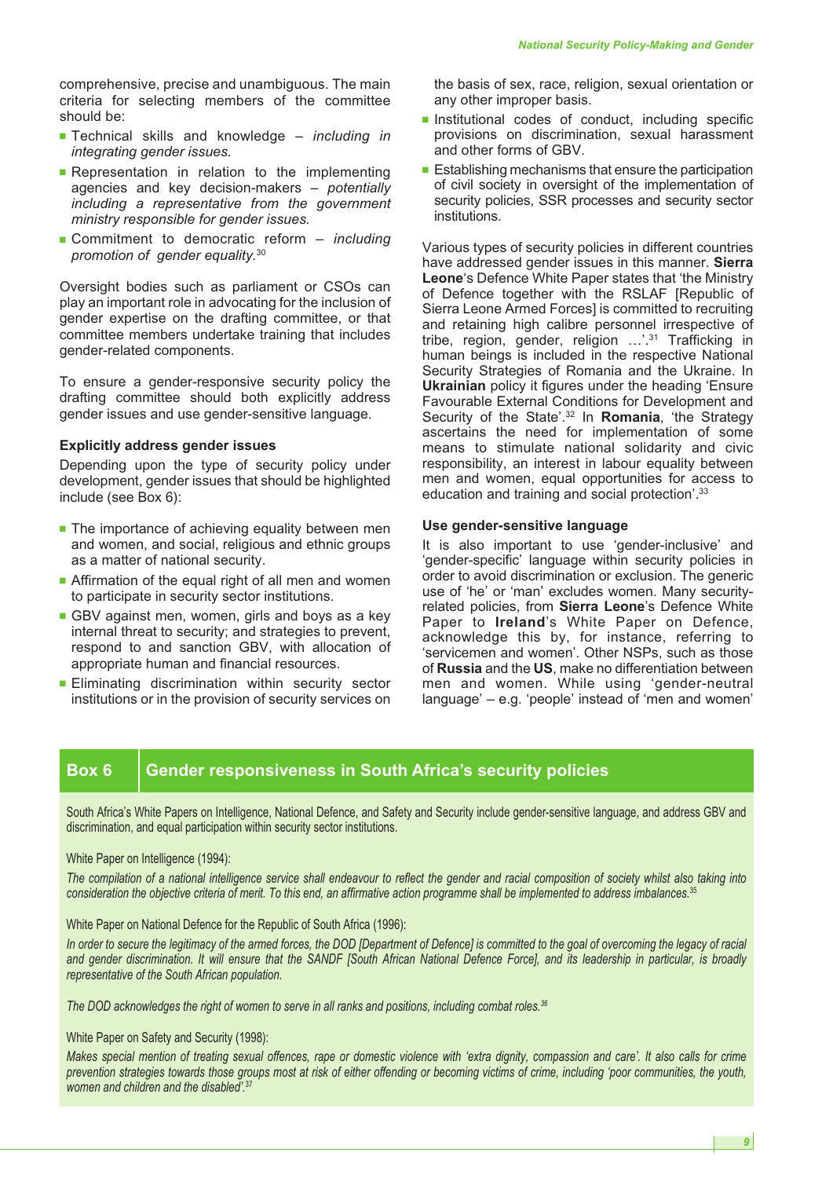comprehensive, precise and unambiguous. The main criteria for selecting members of the committee should be:

- Technical skills and knowledge – *including in integrating gender issues.*
- Representation in relation to the implementing agencies and key decision-makers – *potentially including a representative from the government ministry responsible for gender issues.*
- Commitment to democratic reform – *including promotion of gender equality.*[30]

Oversight bodies such as parliament or CSOs can play an important role in advocating for the inclusion of gender expertise on the drafting committee, or that committee members undertake training that includes gender-related components.

To ensure a gender-responsive security policy the drafting committee should both explicitly address gender issues and use gender-sensitive language.

### Explicitly address gender issues

Depending upon the type of security policy under development, gender issues that should be highlighted include (see Box 6):

- The importance of achieving equality between men and women, and social, religious and ethnic groups as a matter of national security.
- Affirmation of the equal right of all men and women to participate in security sector institutions.
- GBV against men, women, girls and boys as a key internal threat to security; and strategies to prevent, respond to and sanction GBV, with allocation of appropriate human and financial resources.
- Eliminating discrimination within security sector institutions or in the provision of security services on the basis of sex, race, religion, sexual orientation or any other improper basis.
- Institutional codes of conduct, including specific provisions on discrimination, sexual harassment and other forms of GBV.
- Establishing mechanisms that ensure the participation of civil society in oversight of the implementation of security policies, SSR processes and security sector institutions.

Various types of security policies in different countries have addressed gender issues in this manner. **Sierra Leone**'s Defence White Paper states that 'the Ministry of Defence together with the RSLAF [Republic of Sierra Leone Armed Forces] is committed to recruiting and retaining high calibre personnel irrespective of tribe, region, gender, religion …'.[31] Trafficking in human beings is included in the respective National Security Strategies of Romania and the Ukraine. In **Ukrainian** policy it figures under the heading 'Ensure Favourable External Conditions for Development and Security of the State'.[32] In **Romania**, 'the Strategy ascertains the need for implementation of some means to stimulate national solidarity and civic responsibility, an interest in labour equality between men and women, equal opportunities for access to education and training and social protection'.[33]

### Use gender-sensitive language

It is also important to use 'gender-inclusive' and 'gender-specific' language within security policies in order to avoid discrimination or exclusion. The generic use of 'he' or 'man' excludes women. Many security-related policies, from **Sierra Leone**'s Defence White Paper to **Ireland**'s White Paper on Defence, acknowledge this by, for instance, referring to 'servicemen and women'. Other NSPs, such as those of **Russia** and the **US**, make no differentiation between men and women. While using 'gender-neutral language' – e.g. 'people' instead of 'men and women'

## Box 6 Gender responsiveness in South Africa's security policies

South Africa's White Papers on Intelligence, National Defence, and Safety and Security include gender-sensitive language, and address GBV and discrimination, and equal participation within security sector institutions.

White Paper on Intelligence (1994):

*The compilation of a national intelligence service shall endeavour to reflect the gender and racial composition of society whilst also taking into consideration the objective criteria of merit. To this end, an affirmative action programme shall be implemented to address imbalances.*[35]

White Paper on National Defence for the Republic of South Africa (1996):

*In order to secure the legitimacy of the armed forces, the DOD [Department of Defence] is committed to the goal of overcoming the legacy of racial and gender discrimination. It will ensure that the SANDF [South African National Defence Force], and its leadership in particular, is broadly representative of the South African population.*

*The DOD acknowledges the right of women to serve in all ranks and positions, including combat roles.*[36]

White Paper on Safety and Security (1998):

*Makes special mention of treating sexual offences, rape or domestic violence with 'extra dignity, compassion and care'. It also calls for crime prevention strategies towards those groups most at risk of either offending or becoming victims of crime, including 'poor communities, the youth, women and children and the disabled'.*[37]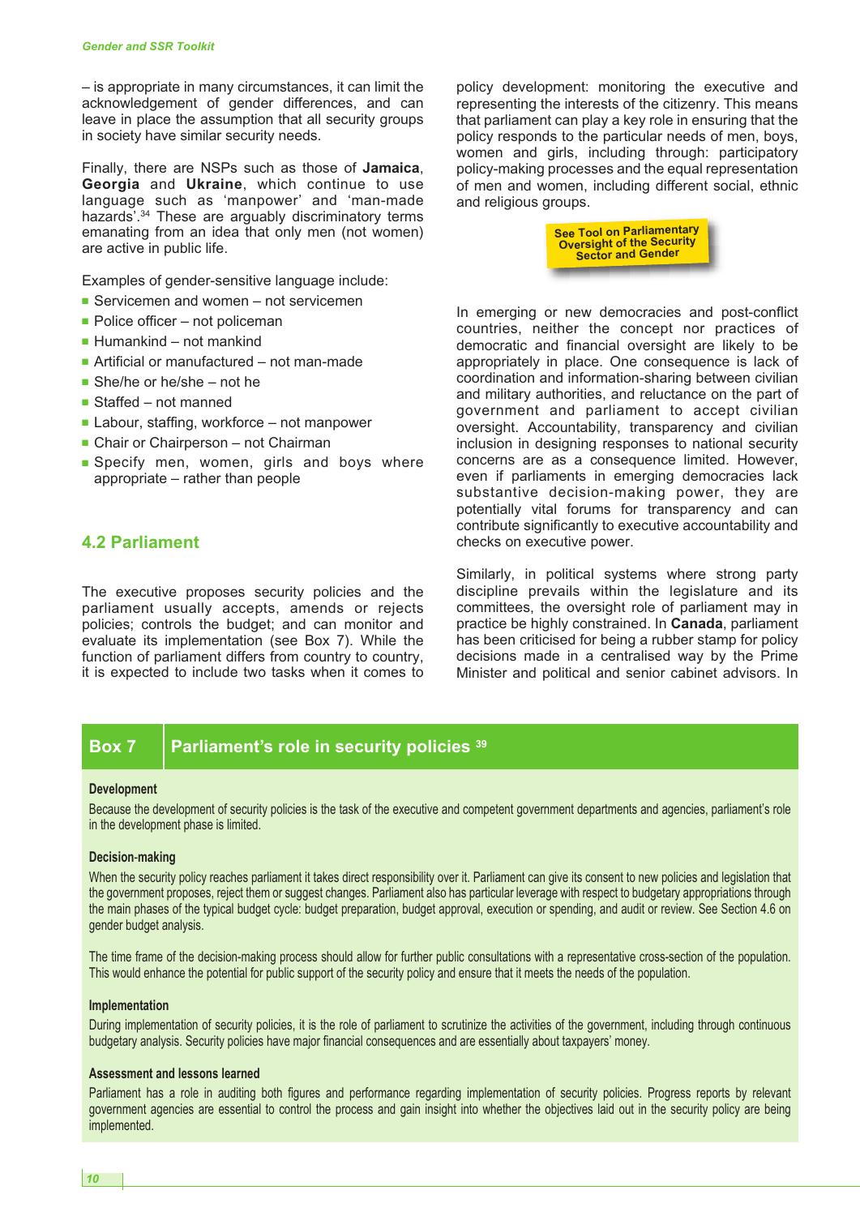– is appropriate in many circumstances, it can limit the acknowledgement of gender differences, and can leave in place the assumption that all security groups in society have similar security needs.

Finally, there are NSPs such as those of **Jamaica**, **Georgia** and **Ukraine**, which continue to use language such as 'manpower' and 'man-made hazards'.[34] These are arguably discriminatory terms emanating from an idea that only men (not women) are active in public life.

Examples of gender-sensitive language include:

- Servicemen and women – not servicemen
- Police officer – not policeman
- Humankind – not mankind
- Artificial or manufactured – not man-made
- She/he or he/she – not he
- Staffed – not manned
- Labour, staffing, workforce – not manpower
- Chair or Chairperson – not Chairman
- Specify men, women, girls and boys where appropriate – rather than people

## 4.2 Parliament

The executive proposes security policies and the parliament usually accepts, amends or rejects policies; controls the budget; and can monitor and evaluate its implementation (see Box 7). While the function of parliament differs from country to country, it is expected to include two tasks when it comes to policy development: monitoring the executive and representing the interests of the citizenry. This means that parliament can play a key role in ensuring that the policy responds to the particular needs of men, boys, women and girls, including through: participatory policy-making processes and the equal representation of men and women, including different social, ethnic and religious groups.

**See Tool on Parliamentary Oversight of the Security Sector and Gender**

In emerging or new democracies and post-conflict countries, neither the concept nor practices of democratic and financial oversight are likely to be appropriately in place. One consequence is lack of coordination and information-sharing between civilian and military authorities, and reluctance on the part of government and parliament to accept civilian oversight. Accountability, transparency and civilian inclusion in designing responses to national security concerns are as a consequence limited. However, even if parliaments in emerging democracies lack substantive decision-making power, they are potentially vital forums for transparency and can contribute significantly to executive accountability and checks on executive power.

Similarly, in political systems where strong party discipline prevails within the legislature and its committees, the oversight role of parliament may in practice be highly constrained. In **Canada**, parliament has been criticised for being a rubber stamp for policy decisions made in a centralised way by the Prime Minister and political and senior cabinet advisors. In

### Box 7 Parliament's role in security policies [39]

**Development**

Because the development of security policies is the task of the executive and competent government departments and agencies, parliament's role in the development phase is limited.

**Decision-making**

When the security policy reaches parliament it takes direct responsibility over it. Parliament can give its consent to new policies and legislation that the government proposes, reject them or suggest changes. Parliament also has particular leverage with respect to budgetary appropriations through the main phases of the typical budget cycle: budget preparation, budget approval, execution or spending, and audit or review. See Section 4.6 on gender budget analysis.

The time frame of the decision-making process should allow for further public consultations with a representative cross-section of the population. This would enhance the potential for public support of the security policy and ensure that it meets the needs of the population.

**Implementation**

During implementation of security policies, it is the role of parliament to scrutinize the activities of the government, including through continuous budgetary analysis. Security policies have major financial consequences and are essentially about taxpayers' money.

**Assessment and lessons learned**

Parliament has a role in auditing both figures and performance regarding implementation of security policies. Progress reports by relevant government agencies are essential to control the process and gain insight into whether the objectives laid out in the security policy are being implemented.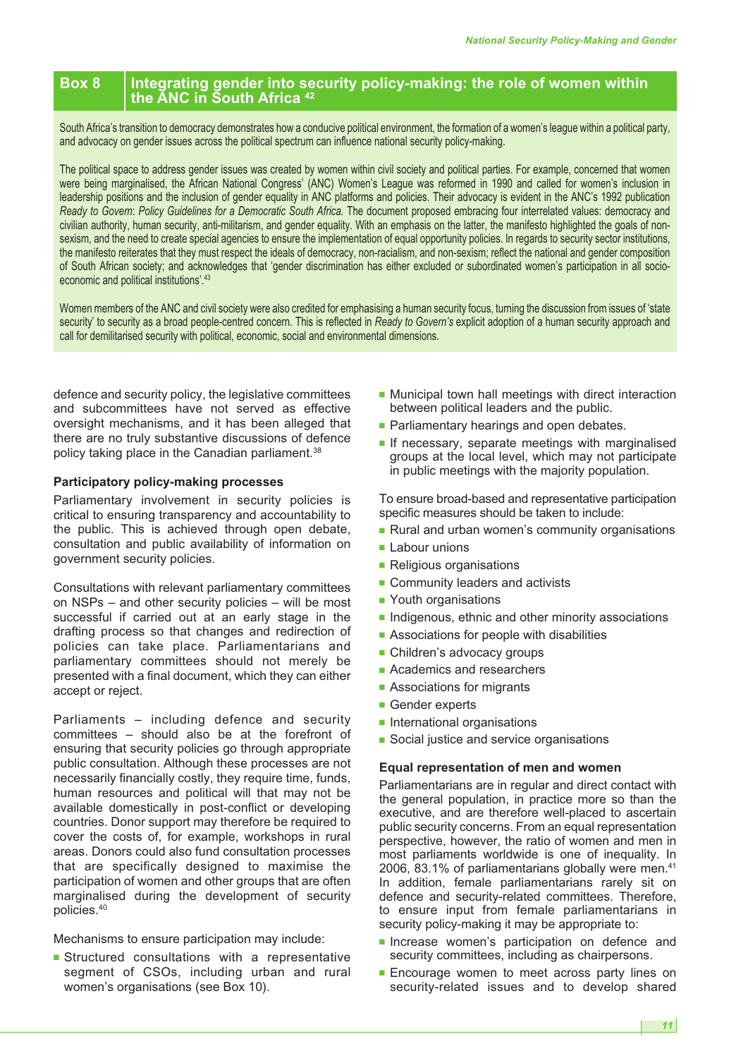**Box 8 Integrating gender into security policy-making: the role of women within the ANC in South Africa [42]**

South Africa's transition to democracy demonstrates how a conducive political environment, the formation of a women's league within a political party, and advocacy on gender issues across the political spectrum can influence national security policy-making.

The political space to address gender issues was created by women within civil society and political parties. For example, concerned that women were being marginalised, the African National Congress' (ANC) Women's League was reformed in 1990 and called for women's inclusion in leadership positions and the inclusion of gender equality in ANC platforms and policies. Their advocacy is evident in the ANC's 1992 publication *Ready to Govern*: *Policy Guidelines for a Democratic South Africa.* The document proposed embracing four interrelated values: democracy and civilian authority, human security, anti-militarism, and gender equality. With an emphasis on the latter, the manifesto highlighted the goals of non-sexism, and the need to create special agencies to ensure the implementation of equal opportunity policies. In regards to security sector institutions, the manifesto reiterates that they must respect the ideals of democracy, non-racialism, and non-sexism; reflect the national and gender composition of South African society; and acknowledges that 'gender discrimination has either excluded or subordinated women's participation in all socio-economic and political institutions'.[43]

Women members of the ANC and civil society were also credited for emphasising a human security focus, turning the discussion from issues of 'state security' to security as a broad people-centred concern. This is reflected in *Ready to Govern's* explicit adoption of a human security approach and call for demilitarised security with political, economic, social and environmental dimensions.

defence and security policy, the legislative committees and subcommittees have not served as effective oversight mechanisms, and it has been alleged that there are no truly substantive discussions of defence policy taking place in the Canadian parliament.[38]

#### Participatory policy-making processes

Parliamentary involvement in security policies is critical to ensuring transparency and accountability to the public. This is achieved through open debate, consultation and public availability of information on government security policies.

Consultations with relevant parliamentary committees on NSPs – and other security policies – will be most successful if carried out at an early stage in the drafting process so that changes and redirection of policies can take place. Parliamentarians and parliamentary committees should not merely be presented with a final document, which they can either accept or reject.

Parliaments – including defence and security committees – should also be at the forefront of ensuring that security policies go through appropriate public consultation. Although these processes are not necessarily financially costly, they require time, funds, human resources and political will that may not be available domestically in post-conflict or developing countries. Donor support may therefore be required to cover the costs of, for example, workshops in rural areas. Donors could also fund consultation processes that are specifically designed to maximise the participation of women and other groups that are often marginalised during the development of security policies.[40]

Mechanisms to ensure participation may include:

- Structured consultations with a representative segment of CSOs, including urban and rural women's organisations (see Box 10).
- Municipal town hall meetings with direct interaction between political leaders and the public.
- Parliamentary hearings and open debates.
- If necessary, separate meetings with marginalised groups at the local level, which may not participate in public meetings with the majority population.

To ensure broad-based and representative participation specific measures should be taken to include:

- Rural and urban women's community organisations
- Labour unions
- Religious organisations
- Community leaders and activists
- Youth organisations
- Indigenous, ethnic and other minority associations
- Associations for people with disabilities
- Children's advocacy groups
- Academics and researchers
- Associations for migrants
- Gender experts
- International organisations
- Social justice and service organisations

#### Equal representation of men and women

Parliamentarians are in regular and direct contact with the general population, in practice more so than the executive, and are therefore well-placed to ascertain public security concerns. From an equal representation perspective, however, the ratio of women and men in most parliaments worldwide is one of inequality. In 2006, 83.1% of parliamentarians globally were men.[41] In addition, female parliamentarians rarely sit on defence and security-related committees. Therefore, to ensure input from female parliamentarians in security policy-making it may be appropriate to:

- Increase women's participation on defence and security committees, including as chairpersons.
- Encourage women to meet across party lines on security-related issues and to develop shared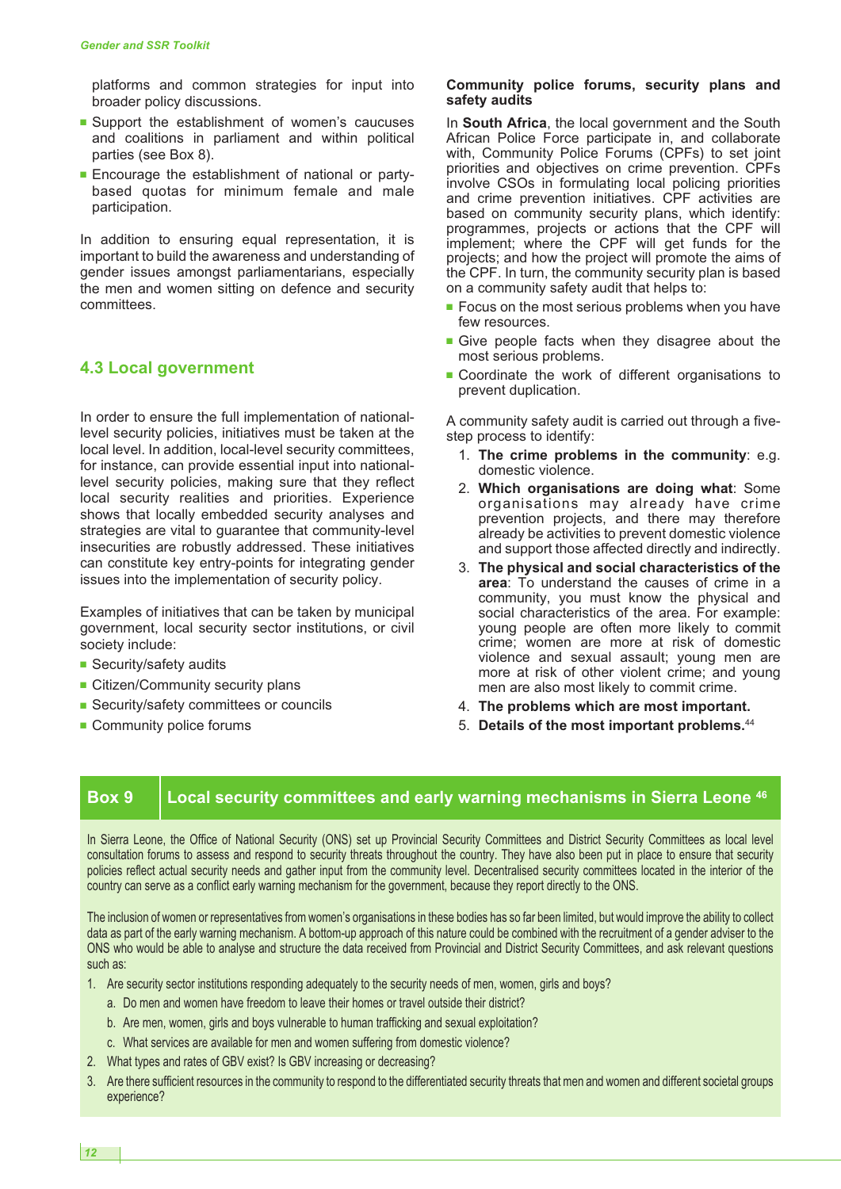platforms and common strategies for input into broader policy discussions.

- Support the establishment of women's caucuses and coalitions in parliament and within political parties (see Box 8).
- Encourage the establishment of national or party-based quotas for minimum female and male participation.

In addition to ensuring equal representation, it is important to build the awareness and understanding of gender issues amongst parliamentarians, especially the men and women sitting on defence and security committees.

## 4.3 Local government

In order to ensure the full implementation of national-level security policies, initiatives must be taken at the local level. In addition, local-level security committees, for instance, can provide essential input into national-level security policies, making sure that they reflect local security realities and priorities. Experience shows that locally embedded security analyses and strategies are vital to guarantee that community-level insecurities are robustly addressed. These initiatives can constitute key entry-points for integrating gender issues into the implementation of security policy.

Examples of initiatives that can be taken by municipal government, local security sector institutions, or civil society include:

- Security/safety audits
- Citizen/Community security plans
- Security/safety committees or councils
- Community police forums

**Community police forums, security plans and safety audits**

In **South Africa**, the local government and the South African Police Force participate in, and collaborate with, Community Police Forums (CPFs) to set joint priorities and objectives on crime prevention. CPFs involve CSOs in formulating local policing priorities and crime prevention initiatives. CPF activities are based on community security plans, which identify: programmes, projects or actions that the CPF will implement; where the CPF will get funds for the projects; and how the project will promote the aims of the CPF. In turn, the community security plan is based on a community safety audit that helps to:

- Focus on the most serious problems when you have few resources.
- Give people facts when they disagree about the most serious problems.
- Coordinate the work of different organisations to prevent duplication.

A community safety audit is carried out through a five-step process to identify:

1. **The crime problems in the community**: e.g. domestic violence.
2. **Which organisations are doing what**: Some organisations may already have crime prevention projects, and there may therefore already be activities to prevent domestic violence and support those affected directly and indirectly.
3. **The physical and social characteristics of the area**: To understand the causes of crime in a community, you must know the physical and social characteristics of the area. For example: young people are often more likely to commit crime; women are more at risk of domestic violence and sexual assault; young men are more at risk of other violent crime; and young men are also most likely to commit crime.
4. **The problems which are most important.**
5. **Details of the most important problems.**[44]

### Box 9 Local security committees and early warning mechanisms in Sierra Leone [46]

In Sierra Leone, the Office of National Security (ONS) set up Provincial Security Committees and District Security Committees as local level consultation forums to assess and respond to security threats throughout the country. They have also been put in place to ensure that security policies reflect actual security needs and gather input from the community level. Decentralised security committees located in the interior of the country can serve as a conflict early warning mechanism for the government, because they report directly to the ONS.

The inclusion of women or representatives from women's organisations in these bodies has so far been limited, but would improve the ability to collect data as part of the early warning mechanism. A bottom-up approach of this nature could be combined with the recruitment of a gender adviser to the ONS who would be able to analyse and structure the data received from Provincial and District Security Committees, and ask relevant questions such as:

1. Are security sector institutions responding adequately to the security needs of men, women, girls and boys?
   a. Do men and women have freedom to leave their homes or travel outside their district?
   b. Are men, women, girls and boys vulnerable to human trafficking and sexual exploitation?
   c. What services are available for men and women suffering from domestic violence?
2. What types and rates of GBV exist? Is GBV increasing or decreasing?
3. Are there sufficient resources in the community to respond to the differentiated security threats that men and women and different societal groups experience?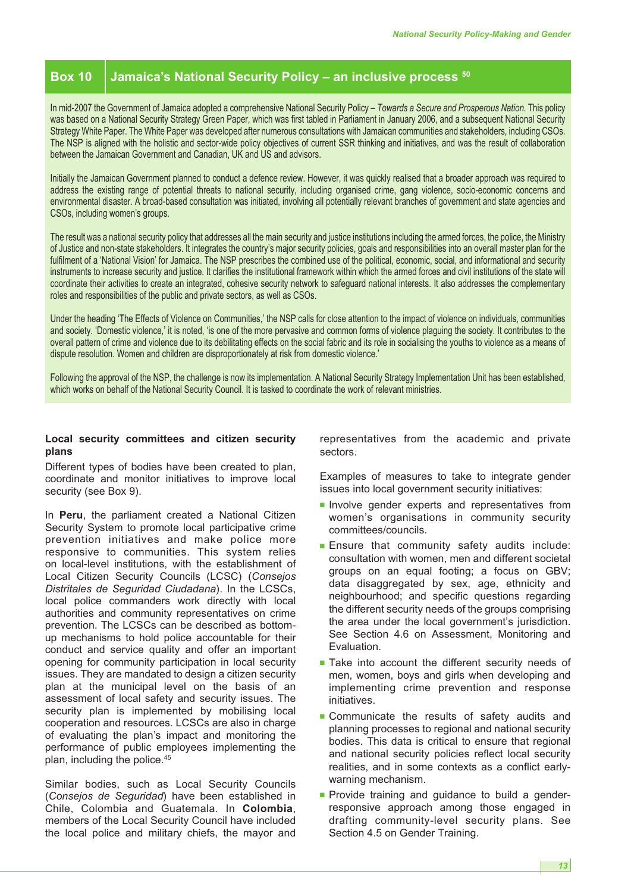## Box 10 Jamaica's National Security Policy – an inclusive process [50]

In mid-2007 the Government of Jamaica adopted a comprehensive National Security Policy – *Towards a Secure and Prosperous Nation*. This policy was based on a National Security Strategy Green Paper, which was first tabled in Parliament in January 2006, and a subsequent National Security Strategy White Paper. The White Paper was developed after numerous consultations with Jamaican communities and stakeholders, including CSOs. The NSP is aligned with the holistic and sector-wide policy objectives of current SSR thinking and initiatives, and was the result of collaboration between the Jamaican Government and Canadian, UK and US and advisors.

Initially the Jamaican Government planned to conduct a defence review. However, it was quickly realised that a broader approach was required to address the existing range of potential threats to national security, including organised crime, gang violence, socio-economic concerns and environmental disaster. A broad-based consultation was initiated, involving all potentially relevant branches of government and state agencies and CSOs, including women's groups.

The result was a national security policy that addresses all the main security and justice institutions including the armed forces, the police, the Ministry of Justice and non-state stakeholders. It integrates the country's major security policies, goals and responsibilities into an overall master plan for the fulfilment of a 'National Vision' for Jamaica. The NSP prescribes the combined use of the political, economic, social, and informational and security instruments to increase security and justice. It clarifies the institutional framework within which the armed forces and civil institutions of the state will coordinate their activities to create an integrated, cohesive security network to safeguard national interests. It also addresses the complementary roles and responsibilities of the public and private sectors, as well as CSOs.

Under the heading 'The Effects of Violence on Communities,' the NSP calls for close attention to the impact of violence on individuals, communities and society. 'Domestic violence,' it is noted, 'is one of the more pervasive and common forms of violence plaguing the society. It contributes to the overall pattern of crime and violence due to its debilitating effects on the social fabric and its role in socialising the youths to violence as a means of dispute resolution. Women and children are disproportionately at risk from domestic violence.'

Following the approval of the NSP, the challenge is now its implementation. A National Security Strategy Implementation Unit has been established, which works on behalf of the National Security Council. It is tasked to coordinate the work of relevant ministries.

### Local security committees and citizen security plans

Different types of bodies have been created to plan, coordinate and monitor initiatives to improve local security (see Box 9).

In **Peru**, the parliament created a National Citizen Security System to promote local participative crime prevention initiatives and make police more responsive to communities. This system relies on local-level institutions, with the establishment of Local Citizen Security Councils (LCSC) (*Consejos Distritales de Seguridad Ciudadana*). In the LCSCs, local police commanders work directly with local authorities and community representatives on crime prevention. The LCSCs can be described as bottom-up mechanisms to hold police accountable for their conduct and service quality and offer an important opening for community participation in local security issues. They are mandated to design a citizen security plan at the municipal level on the basis of an assessment of local safety and security issues. The security plan is implemented by mobilising local cooperation and resources. LCSCs are also in charge of evaluating the plan's impact and monitoring the performance of public employees implementing the plan, including the police.[45]

Similar bodies, such as Local Security Councils (*Consejos de Seguridad*) have been established in Chile, Colombia and Guatemala. In **Colombia**, members of the Local Security Council have included the local police and military chiefs, the mayor and representatives from the academic and private sectors.

Examples of measures to take to integrate gender issues into local government security initiatives:

- Involve gender experts and representatives from women's organisations in community security committees/councils.
- Ensure that community safety audits include: consultation with women, men and different societal groups on an equal footing; a focus on GBV; data disaggregated by sex, age, ethnicity and neighbourhood; and specific questions regarding the different security needs of the groups comprising the area under the local government's jurisdiction. See Section 4.6 on Assessment, Monitoring and Evaluation.
- Take into account the different security needs of men, women, boys and girls when developing and implementing crime prevention and response initiatives.
- Communicate the results of safety audits and planning processes to regional and national security bodies. This data is critical to ensure that regional and national security policies reflect local security realities, and in some contexts as a conflict early-warning mechanism.
- Provide training and guidance to build a gender-responsive approach among those engaged in drafting community-level security plans. See Section 4.5 on Gender Training.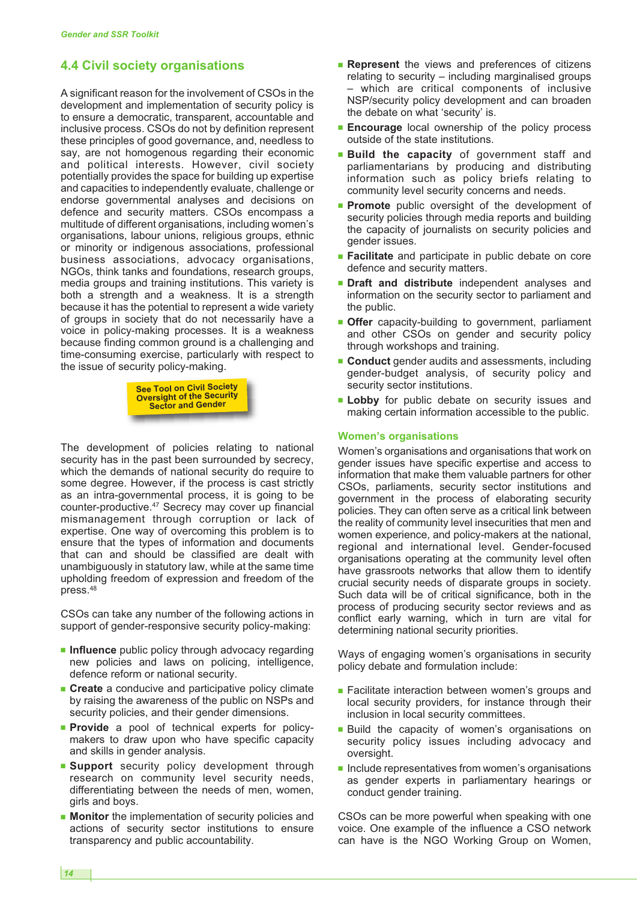## 4.4 Civil society organisations

A significant reason for the involvement of CSOs in the development and implementation of security policy is to ensure a democratic, transparent, accountable and inclusive process. CSOs do not by definition represent these principles of good governance, and, needless to say, are not homogenous regarding their economic and political interests. However, civil society potentially provides the space for building up expertise and capacities to independently evaluate, challenge or endorse governmental analyses and decisions on defence and security matters. CSOs encompass a multitude of different organisations, including women's organisations, labour unions, religious groups, ethnic or minority or indigenous associations, professional business associations, advocacy organisations, NGOs, think tanks and foundations, research groups, media groups and training institutions. This variety is both a strength and a weakness. It is a strength because it has the potential to represent a wide variety of groups in society that do not necessarily have a voice in policy-making processes. It is a weakness because finding common ground is a challenging and time-consuming exercise, particularly with respect to the issue of security policy-making.

**See Tool on Civil Society Oversight of the Security Sector and Gender**

The development of policies relating to national security has in the past been surrounded by secrecy, which the demands of national security do require to some degree. However, if the process is cast strictly as an intra-governmental process, it is going to be counter-productive.[47] Secrecy may cover up financial mismanagement through corruption or lack of expertise. One way of overcoming this problem is to ensure that the types of information and documents that can and should be classified are dealt with unambiguously in statutory law, while at the same time upholding freedom of expression and freedom of the press.[48]

CSOs can take any number of the following actions in support of gender-responsive security policy-making:

- **Influence** public policy through advocacy regarding new policies and laws on policing, intelligence, defence reform or national security.
- **Create** a conducive and participative policy climate by raising the awareness of the public on NSPs and security policies, and their gender dimensions.
- **Provide** a pool of technical experts for policy-makers to draw upon who have specific capacity and skills in gender analysis.
- **Support** security policy development through research on community level security needs, differentiating between the needs of men, women, girls and boys.
- **Monitor** the implementation of security policies and actions of security sector institutions to ensure transparency and public accountability.
- **Represent** the views and preferences of citizens relating to security – including marginalised groups – which are critical components of inclusive NSP/security policy development and can broaden the debate on what 'security' is.
- **Encourage** local ownership of the policy process outside of the state institutions.
- **Build the capacity** of government staff and parliamentarians by producing and distributing information such as policy briefs relating to community level security concerns and needs.
- **Promote** public oversight of the development of security policies through media reports and building the capacity of journalists on security policies and gender issues.
- **Facilitate** and participate in public debate on core defence and security matters.
- **Draft and distribute** independent analyses and information on the security sector to parliament and the public.
- **Offer** capacity-building to government, parliament and other CSOs on gender and security policy through workshops and training.
- **Conduct** gender audits and assessments, including gender-budget analysis, of security policy and security sector institutions.
- **Lobby** for public debate on security issues and making certain information accessible to the public.

### Women's organisations

Women's organisations and organisations that work on gender issues have specific expertise and access to information that make them valuable partners for other CSOs, parliaments, security sector institutions and government in the process of elaborating security policies. They can often serve as a critical link between the reality of community level insecurities that men and women experience, and policy-makers at the national, regional and international level. Gender-focused organisations operating at the community level often have grassroots networks that allow them to identify crucial security needs of disparate groups in society. Such data will be of critical significance, both in the process of producing security sector reviews and as conflict early warning, which in turn are vital for determining national security priorities.

Ways of engaging women's organisations in security policy debate and formulation include:

- Facilitate interaction between women's groups and local security providers, for instance through their inclusion in local security committees.
- Build the capacity of women's organisations on security policy issues including advocacy and oversight.
- Include representatives from women's organisations as gender experts in parliamentary hearings or conduct gender training.

CSOs can be more powerful when speaking with one voice. One example of the influence a CSO network can have is the NGO Working Group on Women,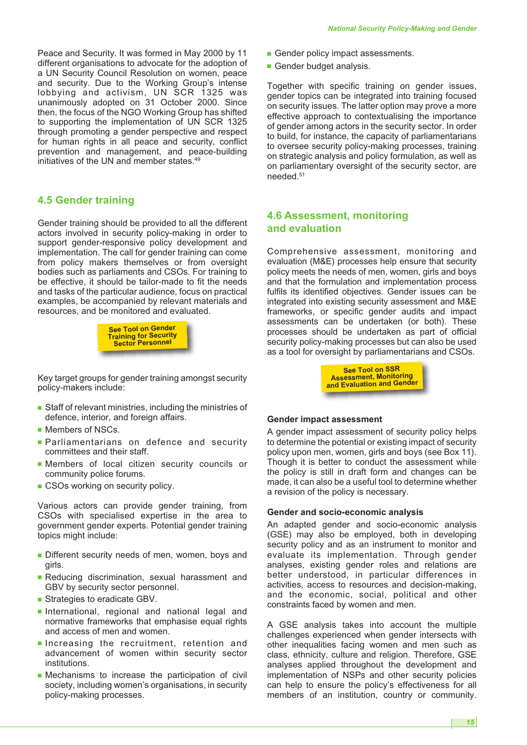Peace and Security. It was formed in May 2000 by 11 different organisations to advocate for the adoption of a UN Security Council Resolution on women, peace and security. Due to the Working Group's intense lobbying and activism, UN SCR 1325 was unanimously adopted on 31 October 2000. Since then, the focus of the NGO Working Group has shifted to supporting the implementation of UN SCR 1325 through promoting a gender perspective and respect for human rights in all peace and security, conflict prevention and management, and peace-building initiatives of the UN and member states.[49]

## 4.5 Gender training

Gender training should be provided to all the different actors involved in security policy-making in order to support gender-responsive policy development and implementation. The call for gender training can come from policy makers themselves or from oversight bodies such as parliaments and CSOs. For training to be effective, it should be tailor-made to fit the needs and tasks of the particular audience, focus on practical examples, be accompanied by relevant materials and resources, and be monitored and evaluated.

**See Tool on Gender Training for Security Sector Personnel**

Key target groups for gender training amongst security policy-makers include:

- Staff of relevant ministries, including the ministries of defence, interior, and foreign affairs.
- Members of NSCs.
- Parliamentarians on defence and security committees and their staff.
- Members of local citizen security councils or community police forums.
- CSOs working on security policy.

Various actors can provide gender training, from CSOs with specialised expertise in the area to government gender experts. Potential gender training topics might include:

- Different security needs of men, women, boys and girls.
- Reducing discrimination, sexual harassment and GBV by security sector personnel.
- Strategies to eradicate GBV.
- International, regional and national legal and normative frameworks that emphasise equal rights and access of men and women.
- Increasing the recruitment, retention and advancement of women within security sector institutions.
- Mechanisms to increase the participation of civil society, including women's organisations, in security policy-making processes.
- Gender policy impact assessments.
- Gender budget analysis.

Together with specific training on gender issues, gender topics can be integrated into training focused on security issues. The latter option may prove a more effective approach to contextualising the importance of gender among actors in the security sector. In order to build, for instance, the capacity of parliamentarians to oversee security policy-making processes, training on strategic analysis and policy formulation, as well as on parliamentary oversight of the security sector, are needed.[51]

## 4.6 Assessment, monitoring and evaluation

Comprehensive assessment, monitoring and evaluation (M&E) processes help ensure that security policy meets the needs of men, women, girls and boys and that the formulation and implementation process fulfils its identified objectives. Gender issues can be integrated into existing security assessment and M&E frameworks, or specific gender audits and impact assessments can be undertaken (or both). These processes should be undertaken as part of official security policy-making processes but can also be used as a tool for oversight by parliamentarians and CSOs.

**See Tool on SSR Assessment, Monitoring and Evaluation and Gender**

### Gender impact assessment

A gender impact assessment of security policy helps to determine the potential or existing impact of security policy upon men, women, girls and boys (see Box 11). Though it is better to conduct the assessment while the policy is still in draft form and changes can be made, it can also be a useful tool to determine whether a revision of the policy is necessary.

### Gender and socio-economic analysis

An adapted gender and socio-economic analysis (GSE) may also be employed, both in developing security policy and as an instrument to monitor and evaluate its implementation. Through gender analyses, existing gender roles and relations are better understood, in particular differences in activities, access to resources and decision-making, and the economic, social, political and other constraints faced by women and men.

A GSE analysis takes into account the multiple challenges experienced when gender intersects with other inequalities facing women and men such as class, ethnicity, culture and religion. Therefore, GSE analyses applied throughout the development and implementation of NSPs and other security policies can help to ensure the policy's effectiveness for all members of an institution, country or community.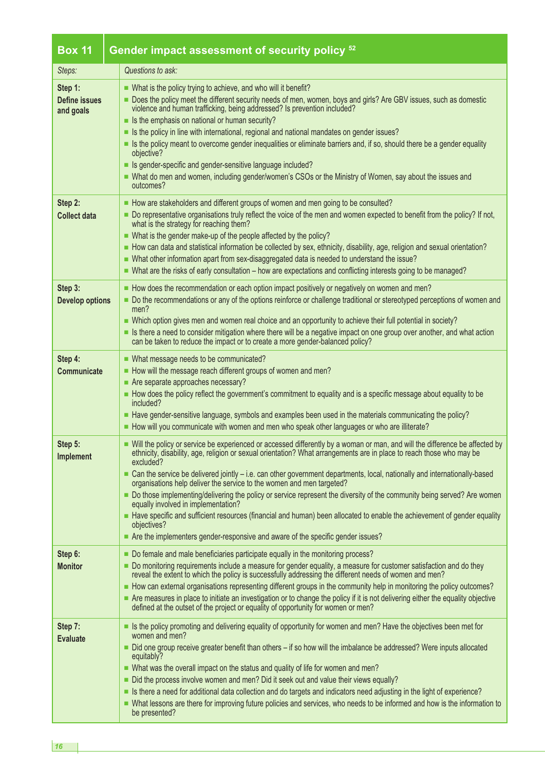| Box 11 | Gender impact assessment of security policy [52] |
|---|---|
| *Steps:* | *Questions to ask:* |
| **Step 1: Define issues and goals** | ■ What is the policy trying to achieve, and who will it benefit?<br>■ Does the policy meet the different security needs of men, women, boys and girls? Are GBV issues, such as domestic violence and human trafficking, being addressed? Is prevention included?<br>■ Is the emphasis on national or human security?<br>■ Is the policy in line with international, regional and national mandates on gender issues?<br>■ Is the policy meant to overcome gender inequalities or eliminate barriers and, if so, should there be a gender equality objective?<br>■ Is gender-specific and gender-sensitive language included?<br>■ What do men and women, including gender/women's CSOs or the Ministry of Women, say about the issues and outcomes? |
| **Step 2: Collect data** | ■ How are stakeholders and different groups of women and men going to be consulted?<br>■ Do representative organisations truly reflect the voice of the men and women expected to benefit from the policy? If not, what is the strategy for reaching them?<br>■ What is the gender make-up of the people affected by the policy?<br>■ How can data and statistical information be collected by sex, ethnicity, disability, age, religion and sexual orientation?<br>■ What other information apart from sex-disaggregated data is needed to understand the issue?<br>■ What are the risks of early consultation – how are expectations and conflicting interests going to be managed? |
| **Step 3: Develop options** | ■ How does the recommendation or each option impact positively or negatively on women and men?<br>■ Do the recommendations or any of the options reinforce or challenge traditional or stereotyped perceptions of women and men?<br>■ Which option gives men and women real choice and an opportunity to achieve their full potential in society?<br>■ Is there a need to consider mitigation where there will be a negative impact on one group over another, and what action can be taken to reduce the impact or to create a more gender-balanced policy? |
| **Step 4: Communicate** | ■ What message needs to be communicated?<br>■ How will the message reach different groups of women and men?<br>■ Are separate approaches necessary?<br>■ How does the policy reflect the government's commitment to equality and is a specific message about equality to be included?<br>■ Have gender-sensitive language, symbols and examples been used in the materials communicating the policy?<br>■ How will you communicate with women and men who speak other languages or who are illiterate? |
| **Step 5: Implement** | ■ Will the policy or service be experienced or accessed differently by a woman or man, and will the difference be affected by ethnicity, disability, age, religion or sexual orientation? What arrangements are in place to reach those who may be excluded?<br>■ Can the service be delivered jointly – i.e. can other government departments, local, nationally and internationally-based organisations help deliver the service to the women and men targeted?<br>■ Do those implementing/delivering the policy or service represent the diversity of the community being served? Are women equally involved in implementation?<br>■ Have specific and sufficient resources (financial and human) been allocated to enable the achievement of gender equality objectives?<br>■ Are the implementers gender-responsive and aware of the specific gender issues? |
| **Step 6: Monitor** | ■ Do female and male beneficiaries participate equally in the monitoring process?<br>■ Do monitoring requirements include a measure for gender equality, a measure for customer satisfaction and do they reveal the extent to which the policy is successfully addressing the different needs of women and men?<br>■ How can external organisations representing different groups in the community help in monitoring the policy outcomes?<br>■ Are measures in place to initiate an investigation or to change the policy if it is not delivering either the equality objective defined at the outset of the project or equality of opportunity for women or men? |
| **Step 7: Evaluate** | ■ Is the policy promoting and delivering equality of opportunity for women and men? Have the objectives been met for women and men?<br>■ Did one group receive greater benefit than others – if so how will the imbalance be addressed? Were inputs allocated equitably?<br>■ What was the overall impact on the status and quality of life for women and men?<br>■ Did the process involve women and men? Did it seek out and value their views equally?<br>■ Is there a need for additional data collection and do targets and indicators need adjusting in the light of experience?<br>■ What lessons are there for improving future policies and services, who needs to be informed and how is the information to be presented? |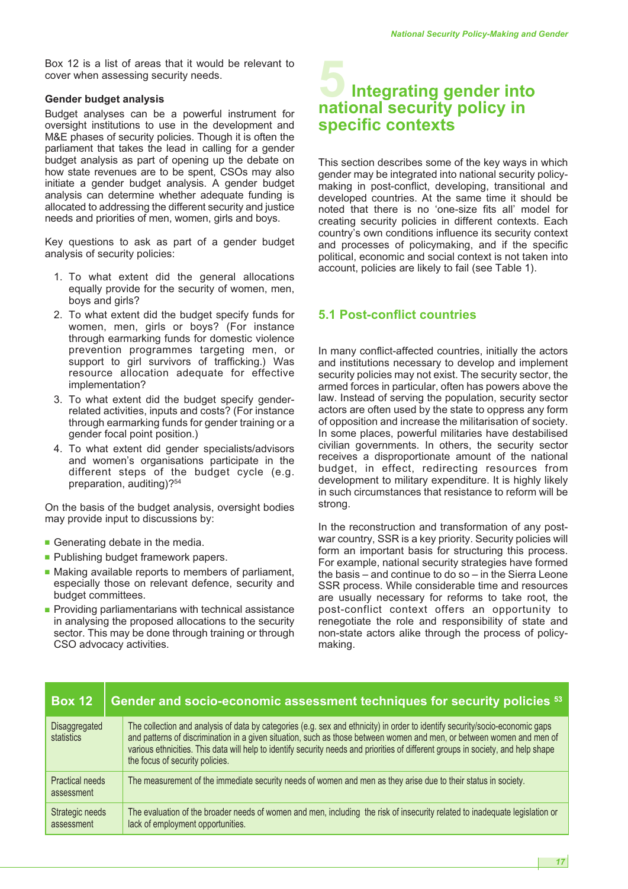Box 12 is a list of areas that it would be relevant to cover when assessing security needs.

#### Gender budget analysis

Budget analyses can be a powerful instrument for oversight institutions to use in the development and M&E phases of security policies. Though it is often the parliament that takes the lead in calling for a gender budget analysis as part of opening up the debate on how state revenues are to be spent, CSOs may also initiate a gender budget analysis. A gender budget analysis can determine whether adequate funding is allocated to addressing the different security and justice needs and priorities of men, women, girls and boys.

Key questions to ask as part of a gender budget analysis of security policies:

1. To what extent did the general allocations equally provide for the security of women, men, boys and girls?
2. To what extent did the budget specify funds for women, men, girls or boys? (For instance through earmarking funds for domestic violence prevention programmes targeting men, or support to girl survivors of trafficking.) Was resource allocation adequate for effective implementation?
3. To what extent did the budget specify gender-related activities, inputs and costs? (For instance through earmarking funds for gender training or a gender focal point position.)
4. To what extent did gender specialists/advisors and women's organisations participate in the different steps of the budget cycle (e.g. preparation, auditing)?[54]

On the basis of the budget analysis, oversight bodies may provide input to discussions by:

- Generating debate in the media.
- Publishing budget framework papers.
- Making available reports to members of parliament, especially those on relevant defence, security and budget committees.
- Providing parliamentarians with technical assistance in analysing the proposed allocations to the security sector. This may be done through training or through CSO advocacy activities.

# 5 Integrating gender into national security policy in specific contexts

This section describes some of the key ways in which gender may be integrated into national security policy-making in post-conflict, developing, transitional and developed countries. At the same time it should be noted that there is no 'one-size fits all' model for creating security policies in different contexts. Each country's own conditions influence its security context and processes of policymaking, and if the specific political, economic and social context is not taken into account, policies are likely to fail (see Table 1).

## 5.1 Post-conflict countries

In many conflict-affected countries, initially the actors and institutions necessary to develop and implement security policies may not exist. The security sector, the armed forces in particular, often has powers above the law. Instead of serving the population, security sector actors are often used by the state to oppress any form of opposition and increase the militarisation of society. In some places, powerful militaries have destabilised civilian governments. In others, the security sector receives a disproportionate amount of the national budget, in effect, redirecting resources from development to military expenditure. It is highly likely in such circumstances that resistance to reform will be strong.

In the reconstruction and transformation of any post-war country, SSR is a key priority. Security policies will form an important basis for structuring this process. For example, national security strategies have formed the basis – and continue to do so – in the Sierra Leone SSR process. While considerable time and resources are usually necessary for reforms to take root, the post-conflict context offers an opportunity to renegotiate the role and responsibility of state and non-state actors alike through the process of policy-making.

| Box 12 | Gender and socio-economic assessment techniques for security policies [53] |
|---|---|
| Disaggregated statistics | The collection and analysis of data by categories (e.g. sex and ethnicity) in order to identify security/socio-economic gaps and patterns of discrimination in a given situation, such as those between women and men, or between women and men of various ethnicities. This data will help to identify security needs and priorities of different groups in society, and help shape the focus of security policies. |
| Practical needs assessment | The measurement of the immediate security needs of women and men as they arise due to their status in society. |
| Strategic needs assessment | The evaluation of the broader needs of women and men, including the risk of insecurity related to inadequate legislation or lack of employment opportunities. |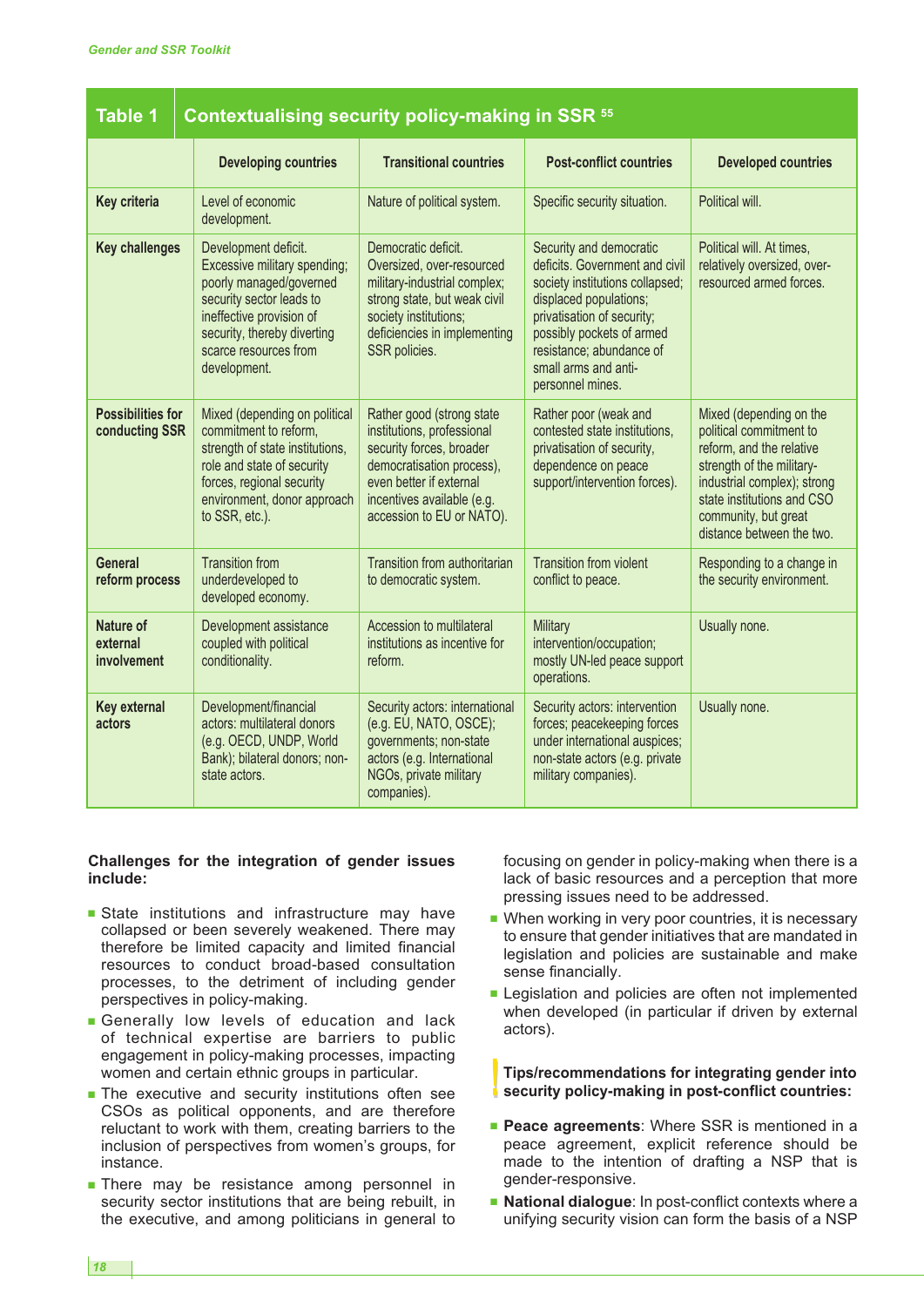**Table 1 Contextualising security policy-making in SSR** [55]

| | Developing countries | Transitional countries | Post-conflict countries | Developed countries |
|---|---|---|---|---|
| **Key criteria** | Level of economic development. | Nature of political system. | Specific security situation. | Political will. |
| **Key challenges** | Development deficit. Excessive military spending; poorly managed/governed security sector leads to ineffective provision of security, thereby diverting scarce resources from development. | Democratic deficit. Oversized, over-resourced military-industrial complex; strong state, but weak civil society institutions; deficiencies in implementing SSR policies. | Security and democratic deficits. Government and civil society institutions collapsed; displaced populations; privatisation of security; possibly pockets of armed resistance; abundance of small arms and anti-personnel mines. | Political will. At times, relatively oversized, over-resourced armed forces. |
| **Possibilities for conducting SSR** | Mixed (depending on political commitment to reform, strength of state institutions, role and state of security forces, regional security environment, donor approach to SSR, etc.). | Rather good (strong state institutions, professional security forces, broader democratisation process), even better if external incentives available (e.g. accession to EU or NATO). | Rather poor (weak and contested state institutions, privatisation of security, dependence on peace support/intervention forces). | Mixed (depending on the political commitment to reform, and the relative strength of the military-industrial complex); strong state institutions and CSO community, but great distance between the two. |
| **General reform process** | Transition from underdeveloped to developed economy. | Transition from authoritarian to democratic system. | Transition from violent conflict to peace. | Responding to a change in the security environment. |
| **Nature of external involvement** | Development assistance coupled with political conditionality. | Accession to multilateral institutions as incentive for reform. | Military intervention/occupation; mostly UN-led peace support operations. | Usually none. |
| **Key external actors** | Development/financial actors: multilateral donors (e.g. OECD, UNDP, World Bank); bilateral donors; non-state actors. | Security actors: international (e.g. EU, NATO, OSCE); governments; non-state actors (e.g. International NGOs, private military companies). | Security actors: intervention forces; peacekeeping forces under international auspices; non-state actors (e.g. private military companies). | Usually none. |

**Challenges for the integration of gender issues include:**

- State institutions and infrastructure may have collapsed or been severely weakened. There may therefore be limited capacity and limited financial resources to conduct broad-based consultation processes, to the detriment of including gender perspectives in policy-making.
- Generally low levels of education and lack of technical expertise are barriers to public engagement in policy-making processes, impacting women and certain ethnic groups in particular.
- The executive and security institutions often see CSOs as political opponents, and are therefore reluctant to work with them, creating barriers to the inclusion of perspectives from women's groups, for instance.
- There may be resistance among personnel in security sector institutions that are being rebuilt, in the executive, and among politicians in general to focusing on gender in policy-making when there is a lack of basic resources and a perception that more pressing issues need to be addressed.
- When working in very poor countries, it is necessary to ensure that gender initiatives that are mandated in legislation and policies are sustainable and make sense financially.
- Legislation and policies are often not implemented when developed (in particular if driven by external actors).

**Tips/recommendations for integrating gender into security policy-making in post-conflict countries:**

- **Peace agreements**: Where SSR is mentioned in a peace agreement, explicit reference should be made to the intention of drafting a NSP that is gender-responsive.
- **National dialogue**: In post-conflict contexts where a unifying security vision can form the basis of a NSP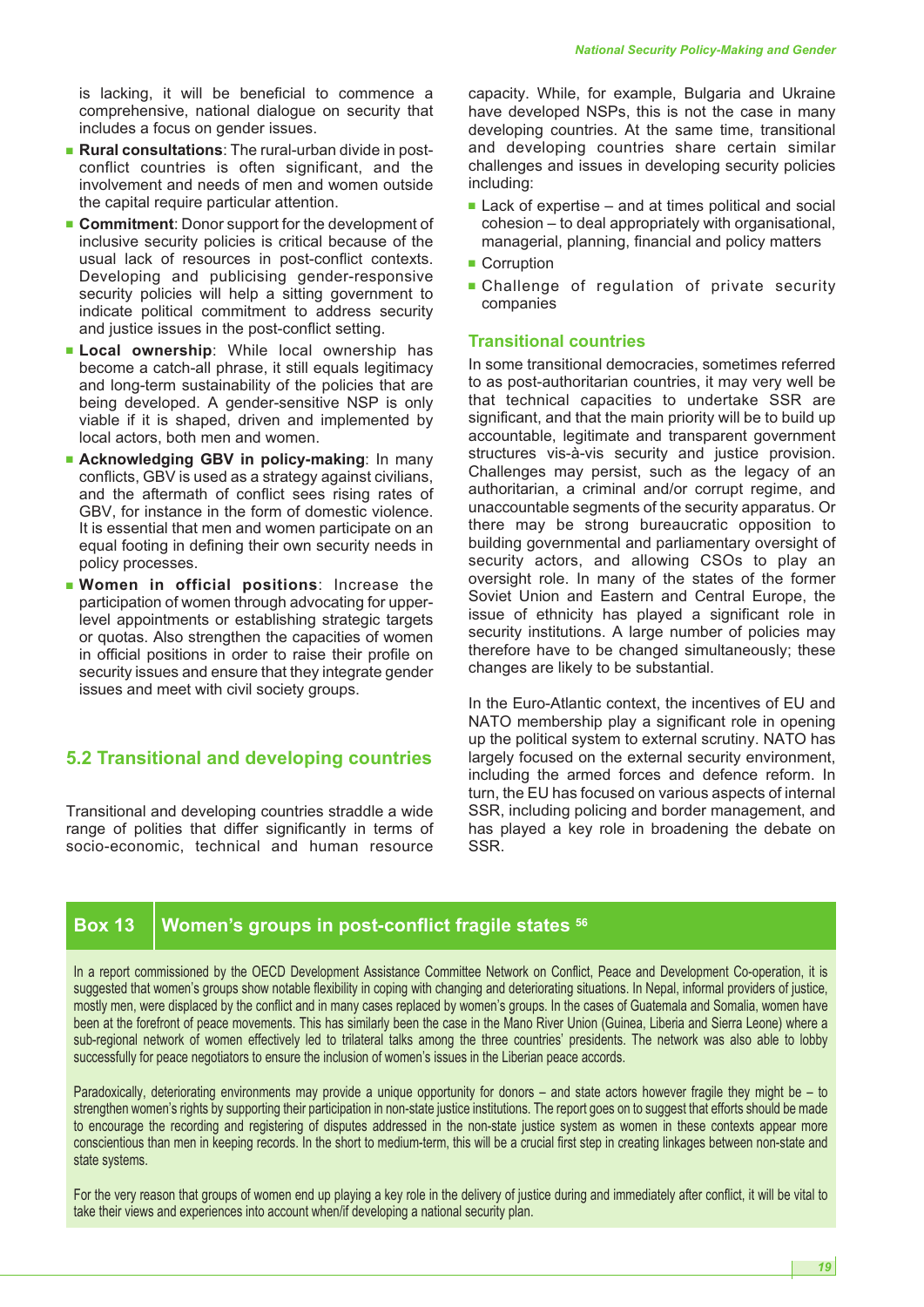is lacking, it will be beneficial to commence a comprehensive, national dialogue on security that includes a focus on gender issues.

- **Rural consultations**: The rural-urban divide in post-conflict countries is often significant, and the involvement and needs of men and women outside the capital require particular attention.
- **Commitment**: Donor support for the development of inclusive security policies is critical because of the usual lack of resources in post-conflict contexts. Developing and publicising gender-responsive security policies will help a sitting government to indicate political commitment to address security and justice issues in the post-conflict setting.
- **Local ownership**: While local ownership has become a catch-all phrase, it still equals legitimacy and long-term sustainability of the policies that are being developed. A gender-sensitive NSP is only viable if it is shaped, driven and implemented by local actors, both men and women.
- **Acknowledging GBV in policy-making**: In many conflicts, GBV is used as a strategy against civilians, and the aftermath of conflict sees rising rates of GBV, for instance in the form of domestic violence. It is essential that men and women participate on an equal footing in defining their own security needs in policy processes.
- **Women in official positions**: Increase the participation of women through advocating for upper-level appointments or establishing strategic targets or quotas. Also strengthen the capacities of women in official positions in order to raise their profile on security issues and ensure that they integrate gender issues and meet with civil society groups.

## 5.2 Transitional and developing countries

Transitional and developing countries straddle a wide range of polities that differ significantly in terms of socio-economic, technical and human resource capacity. While, for example, Bulgaria and Ukraine have developed NSPs, this is not the case in many developing countries. At the same time, transitional and developing countries share certain similar challenges and issues in developing security policies including:

- Lack of expertise – and at times political and social cohesion – to deal appropriately with organisational, managerial, planning, financial and policy matters
- Corruption
- Challenge of regulation of private security companies

### Transitional countries

In some transitional democracies, sometimes referred to as post-authoritarian countries, it may very well be that technical capacities to undertake SSR are significant, and that the main priority will be to build up accountable, legitimate and transparent government structures vis-à-vis security and justice provision. Challenges may persist, such as the legacy of an authoritarian, a criminal and/or corrupt regime, and unaccountable segments of the security apparatus. Or there may be strong bureaucratic opposition to building governmental and parliamentary oversight of security actors, and allowing CSOs to play an oversight role. In many of the states of the former Soviet Union and Eastern and Central Europe, the issue of ethnicity has played a significant role in security institutions. A large number of policies may therefore have to be changed simultaneously; these changes are likely to be substantial.

In the Euro-Atlantic context, the incentives of EU and NATO membership play a significant role in opening up the political system to external scrutiny. NATO has largely focused on the external security environment, including the armed forces and defence reform. In turn, the EU has focused on various aspects of internal SSR, including policing and border management, and has played a key role in broadening the debate on SSR.

**Box 13 — Women's groups in post-conflict fragile states [56]**

In a report commissioned by the OECD Development Assistance Committee Network on Conflict, Peace and Development Co-operation, it is suggested that women's groups show notable flexibility in coping with changing and deteriorating situations. In Nepal, informal providers of justice, mostly men, were displaced by the conflict and in many cases replaced by women's groups. In the cases of Guatemala and Somalia, women have been at the forefront of peace movements. This has similarly been the case in the Mano River Union (Guinea, Liberia and Sierra Leone) where a sub-regional network of women effectively led to trilateral talks among the three countries' presidents. The network was also able to lobby successfully for peace negotiators to ensure the inclusion of women's issues in the Liberian peace accords.

Paradoxically, deteriorating environments may provide a unique opportunity for donors – and state actors however fragile they might be – to strengthen women's rights by supporting their participation in non-state justice institutions. The report goes on to suggest that efforts should be made to encourage the recording and registering of disputes addressed in the non-state justice system as women in these contexts appear more conscientious than men in keeping records. In the short to medium-term, this will be a crucial first step in creating linkages between non-state and state systems.

For the very reason that groups of women end up playing a key role in the delivery of justice during and immediately after conflict, it will be vital to take their views and experiences into account when/if developing a national security plan.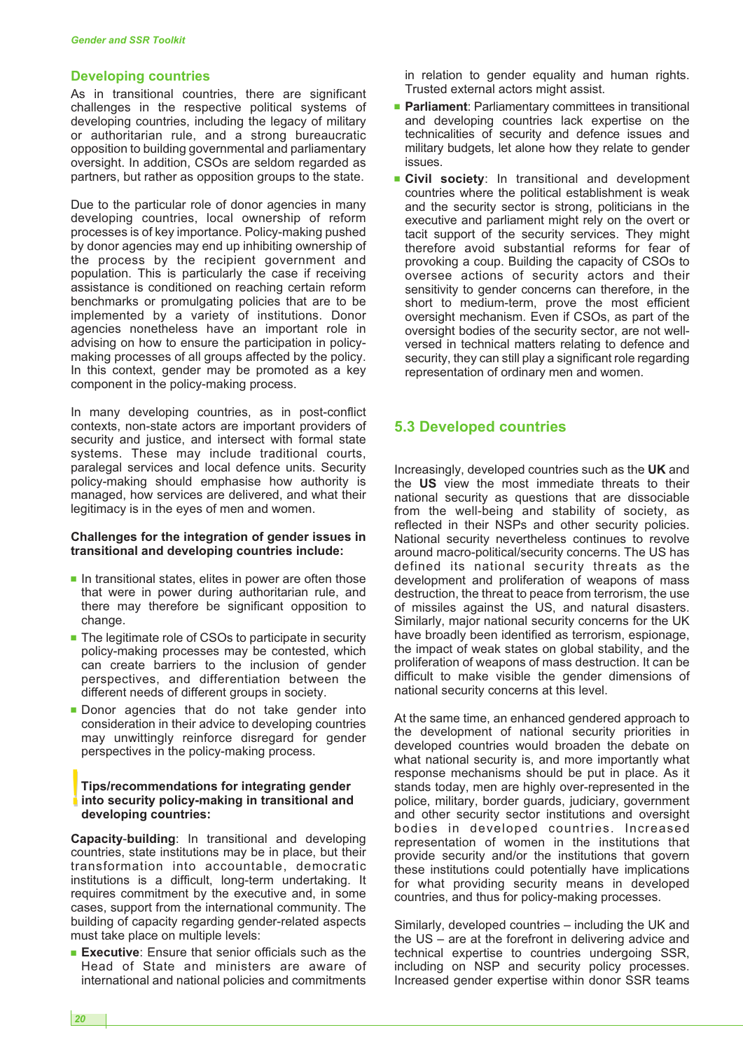## Developing countries

As in transitional countries, there are significant challenges in the respective political systems of developing countries, including the legacy of military or authoritarian rule, and a strong bureaucratic opposition to building governmental and parliamentary oversight. In addition, CSOs are seldom regarded as partners, but rather as opposition groups to the state.

Due to the particular role of donor agencies in many developing countries, local ownership of reform processes is of key importance. Policy-making pushed by donor agencies may end up inhibiting ownership of the process by the recipient government and population. This is particularly the case if receiving assistance is conditioned on reaching certain reform benchmarks or promulgating policies that are to be implemented by a variety of institutions. Donor agencies nonetheless have an important role in advising on how to ensure the participation in policy-making processes of all groups affected by the policy. In this context, gender may be promoted as a key component in the policy-making process.

In many developing countries, as in post-conflict contexts, non-state actors are important providers of security and justice, and intersect with formal state systems. These may include traditional courts, paralegal services and local defence units. Security policy-making should emphasise how authority is managed, how services are delivered, and what their legitimacy is in the eyes of men and women.

**Challenges for the integration of gender issues in transitional and developing countries include:**

- In transitional states, elites in power are often those that were in power during authoritarian rule, and there may therefore be significant opposition to change.
- The legitimate role of CSOs to participate in security policy-making processes may be contested, which can create barriers to the inclusion of gender perspectives, and differentiation between the different needs of different groups in society.
- Donor agencies that do not take gender into consideration in their advice to developing countries may unwittingly reinforce disregard for gender perspectives in the policy-making process.

**Tips/recommendations for integrating gender into security policy-making in transitional and developing countries:**

**Capacity-building**: In transitional and developing countries, state institutions may be in place, but their transformation into accountable, democratic institutions is a difficult, long-term undertaking. It requires commitment by the executive and, in some cases, support from the international community. The building of capacity regarding gender-related aspects must take place on multiple levels:

- **Executive**: Ensure that senior officials such as the Head of State and ministers are aware of international and national policies and commitments in relation to gender equality and human rights. Trusted external actors might assist.
- **Parliament**: Parliamentary committees in transitional and developing countries lack expertise on the technicalities of security and defence issues and military budgets, let alone how they relate to gender issues.
- **Civil society**: In transitional and development countries where the political establishment is weak and the security sector is strong, politicians in the executive and parliament might rely on the overt or tacit support of the security services. They might therefore avoid substantial reforms for fear of provoking a coup. Building the capacity of CSOs to oversee actions of security actors and their sensitivity to gender concerns can therefore, in the short to medium-term, prove the most efficient oversight mechanism. Even if CSOs, as part of the oversight bodies of the security sector, are not well-versed in technical matters relating to defence and security, they can still play a significant role regarding representation of ordinary men and women.

## 5.3 Developed countries

Increasingly, developed countries such as the **UK** and the **US** view the most immediate threats to their national security as questions that are dissociable from the well-being and stability of society, as reflected in their NSPs and other security policies. National security nevertheless continues to revolve around macro-political/security concerns. The US has defined its national security threats as the development and proliferation of weapons of mass destruction, the threat to peace from terrorism, the use of missiles against the US, and natural disasters. Similarly, major national security concerns for the UK have broadly been identified as terrorism, espionage, the impact of weak states on global stability, and the proliferation of weapons of mass destruction. It can be difficult to make visible the gender dimensions of national security concerns at this level.

At the same time, an enhanced gendered approach to the development of national security priorities in developed countries would broaden the debate on what national security is, and more importantly what response mechanisms should be put in place. As it stands today, men are highly over-represented in the police, military, border guards, judiciary, government and other security sector institutions and oversight bodies in developed countries. Increased representation of women in the institutions that provide security and/or the institutions that govern these institutions could potentially have implications for what providing security means in developed countries, and thus for policy-making processes.

Similarly, developed countries – including the UK and the US – are at the forefront in delivering advice and technical expertise to countries undergoing SSR, including on NSP and security policy processes. Increased gender expertise within donor SSR teams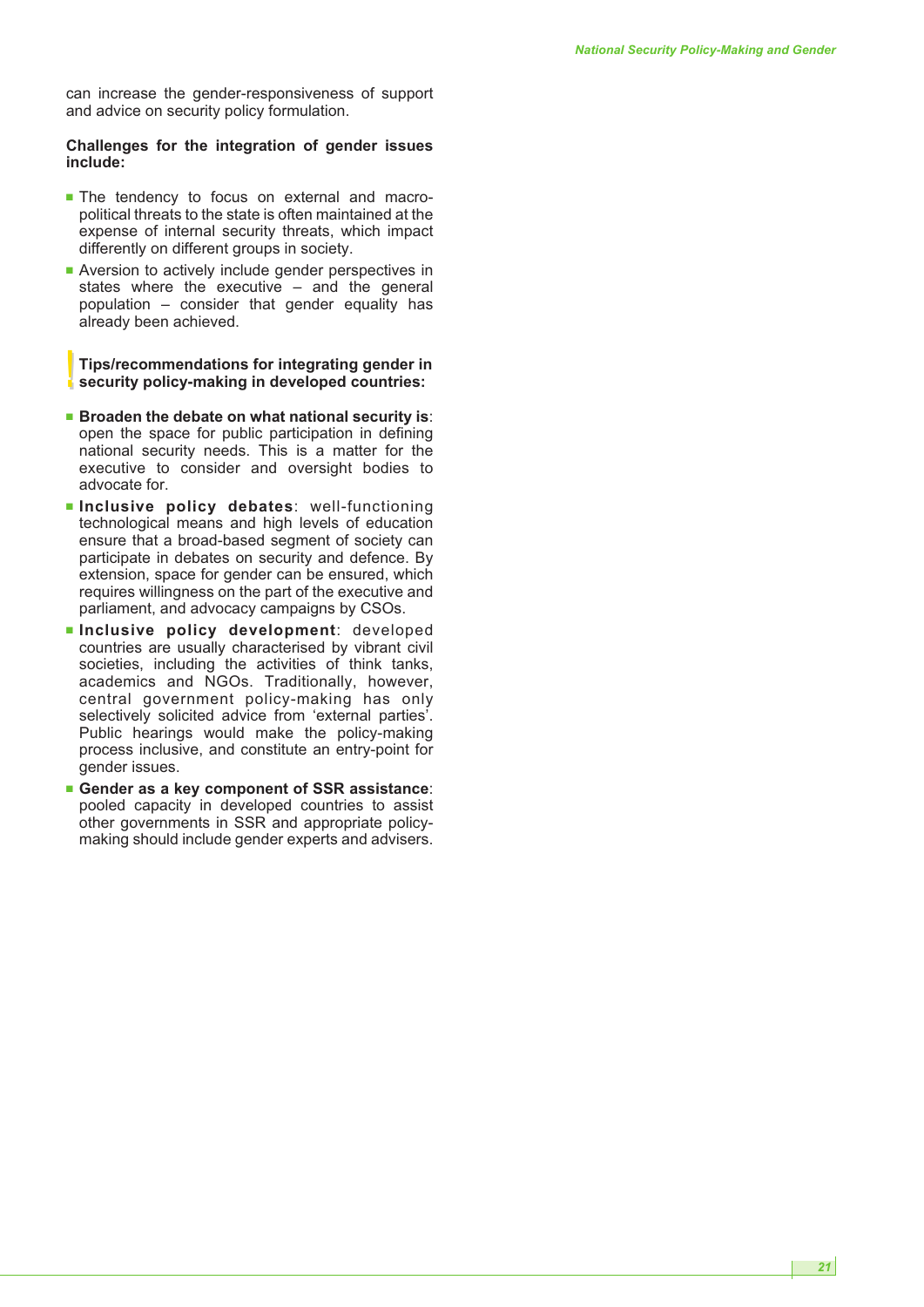can increase the gender-responsiveness of support and advice on security policy formulation.

**Challenges for the integration of gender issues include:**

- The tendency to focus on external and macro-political threats to the state is often maintained at the expense of internal security threats, which impact differently on different groups in society.
- Aversion to actively include gender perspectives in states where the executive – and the general population – consider that gender equality has already been achieved.

**Tips/recommendations for integrating gender in security policy-making in developed countries:**

- **Broaden the debate on what national security is**: open the space for public participation in defining national security needs. This is a matter for the executive to consider and oversight bodies to advocate for.
- **Inclusive policy debates**: well-functioning technological means and high levels of education ensure that a broad-based segment of society can participate in debates on security and defence. By extension, space for gender can be ensured, which requires willingness on the part of the executive and parliament, and advocacy campaigns by CSOs.
- **Inclusive policy development**: developed countries are usually characterised by vibrant civil societies, including the activities of think tanks, academics and NGOs. Traditionally, however, central government policy-making has only selectively solicited advice from 'external parties'. Public hearings would make the policy-making process inclusive, and constitute an entry-point for gender issues.
- **Gender as a key component of SSR assistance**: pooled capacity in developed countries to assist other governments in SSR and appropriate policy-making should include gender experts and advisers.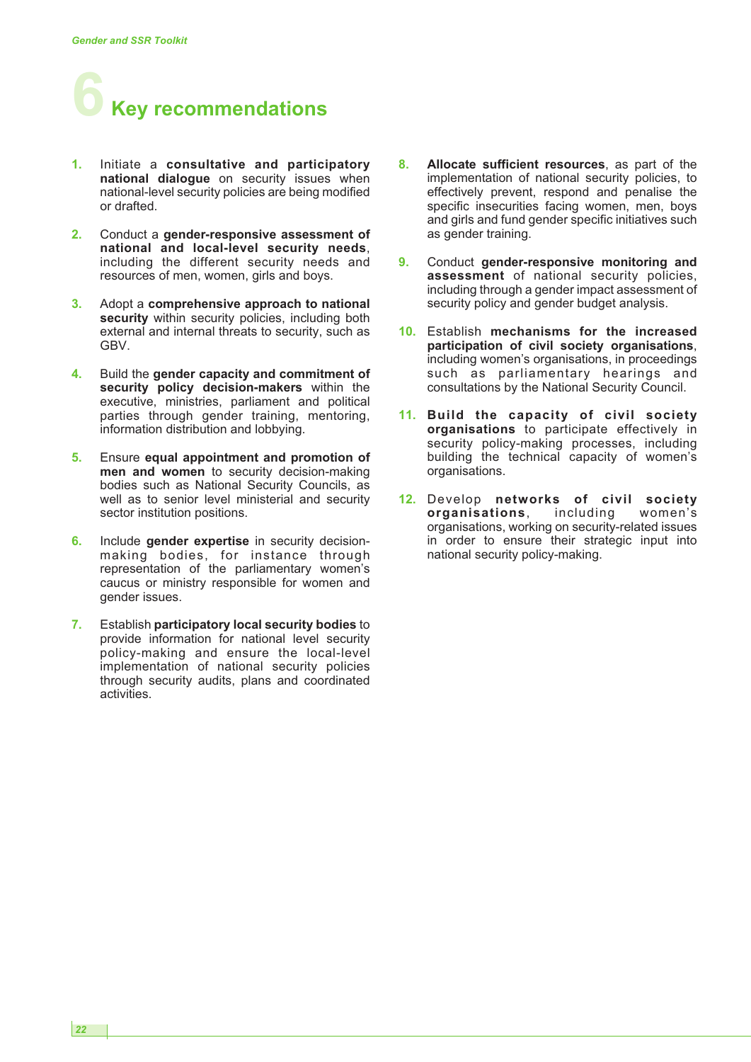# 6 Key recommendations

1. Initiate a **consultative and participatory national dialogue** on security issues when national-level security policies are being modified or drafted.

2. Conduct a **gender-responsive assessment of national and local-level security needs**, including the different security needs and resources of men, women, girls and boys.

3. Adopt a **comprehensive approach to national security** within security policies, including both external and internal threats to security, such as GBV.

4. Build the **gender capacity and commitment of security policy decision-makers** within the executive, ministries, parliament and political parties through gender training, mentoring, information distribution and lobbying.

5. Ensure **equal appointment and promotion of men and women** to security decision-making bodies such as National Security Councils, as well as to senior level ministerial and security sector institution positions.

6. Include **gender expertise** in security decision-making bodies, for instance through representation of the parliamentary women's caucus or ministry responsible for women and gender issues.

7. Establish **participatory local security bodies** to provide information for national level security policy-making and ensure the local-level implementation of national security policies through security audits, plans and coordinated activities.

8. **Allocate sufficient resources**, as part of the implementation of national security policies, to effectively prevent, respond and penalise the specific insecurities facing women, men, boys and girls and fund gender specific initiatives such as gender training.

9. Conduct **gender-responsive monitoring and assessment** of national security policies, including through a gender impact assessment of security policy and gender budget analysis.

10. Establish **mechanisms for the increased participation of civil society organisations**, including women's organisations, in proceedings such as parliamentary hearings and consultations by the National Security Council.

11. **Build the capacity of civil society organisations** to participate effectively in security policy-making processes, including building the technical capacity of women's organisations.

12. Develop **networks of civil society organisations**, including women's organisations, working on security-related issues in order to ensure their strategic input into national security policy-making.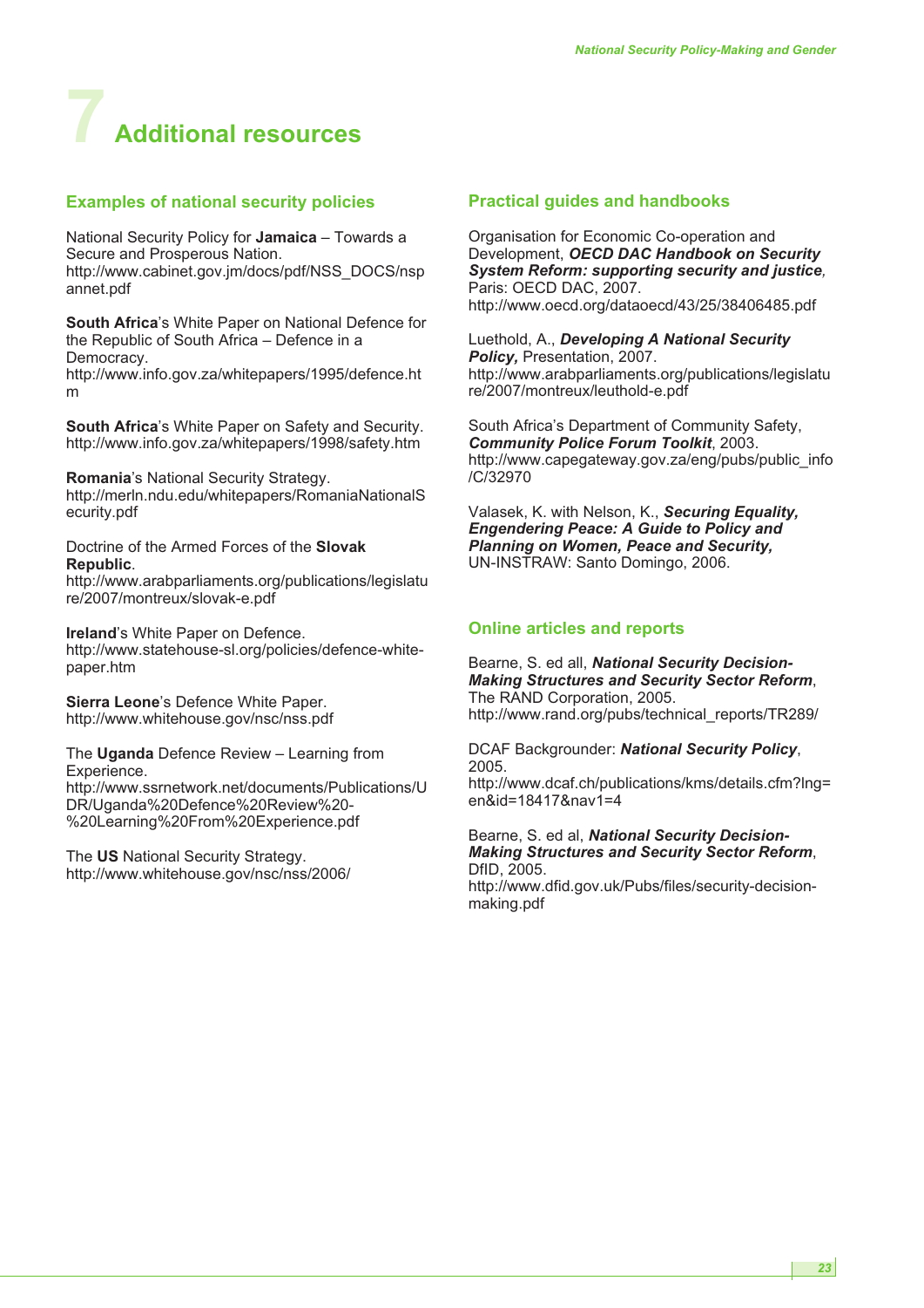# 7 Additional resources

## Examples of national security policies

National Security Policy for **Jamaica** – Towards a Secure and Prosperous Nation.
http://www.cabinet.gov.jm/docs/pdf/NSS_DOCS/nspannet.pdf

**South Africa**'s White Paper on National Defence for the Republic of South Africa – Defence in a Democracy.
http://www.info.gov.za/whitepapers/1995/defence.htm

**South Africa**'s White Paper on Safety and Security.
http://www.info.gov.za/whitepapers/1998/safety.htm

**Romania**'s National Security Strategy.
http://merln.ndu.edu/whitepapers/RomaniaNationalSecurity.pdf

Doctrine of the Armed Forces of the **Slovak Republic**.
http://www.arabparliaments.org/publications/legislature/2007/montreux/slovak-e.pdf

**Ireland**'s White Paper on Defence.
http://www.statehouse-sl.org/policies/defence-white-paper.htm

**Sierra Leone**'s Defence White Paper.
http://www.whitehouse.gov/nsc/nss.pdf

The **Uganda** Defence Review – Learning from Experience.
http://www.ssrnetwork.net/documents/Publications/UDR/Uganda%20Defence%20Review%20-%20Learning%20From%20Experience.pdf

The **US** National Security Strategy.
http://www.whitehouse.gov/nsc/nss/2006/

## Practical guides and handbooks

Organisation for Economic Co-operation and Development, ***OECD DAC Handbook on Security System Reform: supporting security and justice***, Paris: OECD DAC, 2007.
http://www.oecd.org/dataoecd/43/25/38406485.pdf

Luethold, A., ***Developing A National Security Policy***, Presentation, 2007.
http://www.arabparliaments.org/publications/legislature/2007/montreux/leuthold-e.pdf

South Africa's Department of Community Safety, ***Community Police Forum Toolkit***, 2003.
http://www.capegateway.gov.za/eng/pubs/public_info/C/32970

Valasek, K. with Nelson, K., ***Securing Equality, Engendering Peace: A Guide to Policy and Planning on Women, Peace and Security,*** UN-INSTRAW: Santo Domingo, 2006.

## Online articles and reports

Bearne, S. ed all, ***National Security Decision-Making Structures and Security Sector Reform***, The RAND Corporation, 2005.
http://www.rand.org/pubs/technical_reports/TR289/

DCAF Backgrounder: ***National Security Policy***, 2005.
http://www.dcaf.ch/publications/kms/details.cfm?lng=en&id=18417&nav1=4

Bearne, S. ed al, ***National Security Decision-Making Structures and Security Sector Reform***, DfID, 2005.
http://www.dfid.gov.uk/Pubs/files/security-decision-making.pdf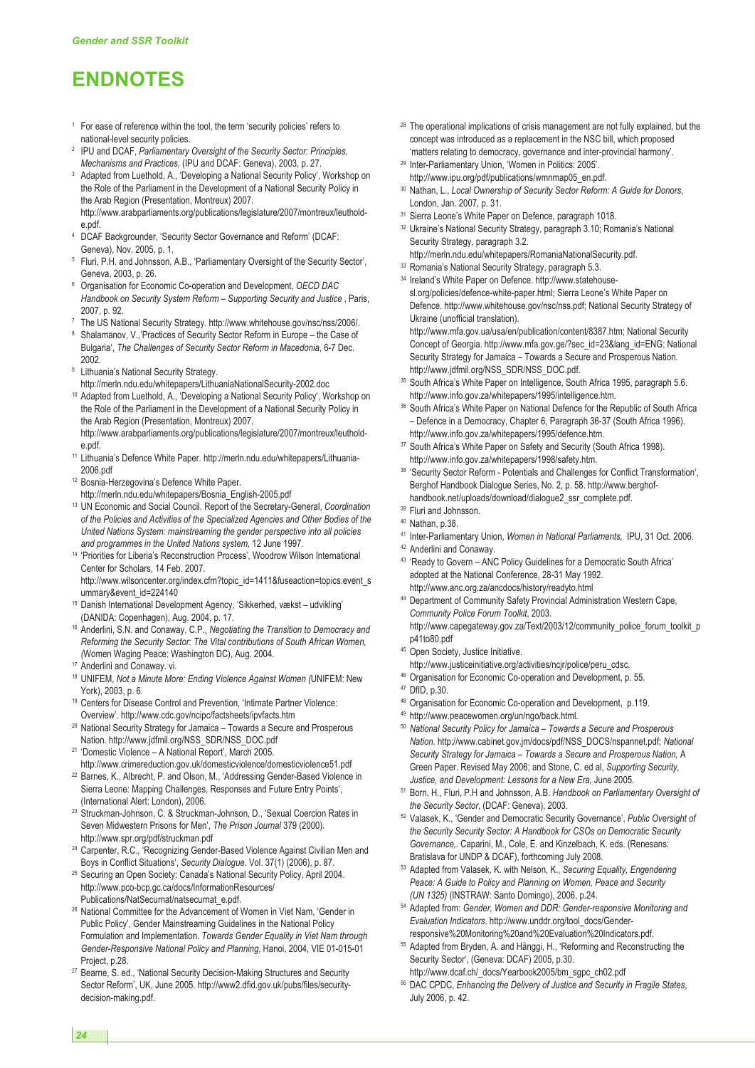# ENDNOTES

1. For ease of reference within the tool, the term 'security policies' refers to national-level security policies.
2. IPU and DCAF, *Parliamentary Oversight of the Security Sector: Principles, Mechanisms and Practices,* (IPU and DCAF: Geneva), 2003, p. 27.
3. Adapted from Luethold, A., 'Developing a National Security Policy', Workshop on the Role of the Parliament in the Development of a National Security Policy in the Arab Region (Presentation, Montreux) 2007. http://www.arabparliaments.org/publications/legislature/2007/montreux/leuthold-e.pdf.
4. DCAF Backgrounder, 'Security Sector Governance and Reform' (DCAF: Geneva), Nov. 2005, p. 1.
5. Fluri, P.H. and Johnsson, A.B., 'Parliamentary Oversight of the Security Sector', Geneva, 2003, p. 26.
6. Organisation for Economic Co-operation and Development, *OECD DAC Handbook on Security System Reform – Supporting Security and Justice* , Paris, 2007, p. 92.
7. The US National Security Strategy. http://www.whitehouse.gov/nsc/nss/2006/.
8. Shalamanov, V.,'Practices of Security Sector Reform in Europe – the Case of Bulgaria', *The Challenges of Security Sector Reform in Macedonia*, 6-7 Dec. 2002.
9. Lithuania's National Security Strategy. http://merln.ndu.edu/whitepapers/LithuaniaNationalSecurity-2002.doc
10. Adapted from Luethold, A., 'Developing a National Security Policy', Workshop on the Role of the Parliament in the Development of a National Security Policy in the Arab Region (Presentation, Montreux) 2007. http://www.arabparliaments.org/publications/legislature/2007/montreux/leuthold-e.pdf.
11. Lithuania's Defence White Paper. http://merln.ndu.edu/whitepapers/Lithuania-2006.pdf
12. Bosnia-Herzegovina's Defence White Paper. http://merln.ndu.edu/whitepapers/Bosnia_English-2005.pdf
13. UN Economic and Social Council. Report of the Secretary-General, *Coordination of the Policies and Activities of the Specialized Agencies and Other Bodies of the United Nations System: mainstreaming the gender perspective into all policies and programmes in the United Nations system*, 12 June 1997.
14. 'Priorities for Liberia's Reconstruction Process', Woodrow Wilson International Center for Scholars, 14 Feb. 2007. http://www.wilsoncenter.org/index.cfm?topic_id=1411&fuseaction=topics.event_summary&event_id=224140
15. Danish International Development Agency, 'Sikkerhed, vækst – udvikling' (DANIDA: Copenhagen), Aug. 2004, p. 17.
16. Anderlini, S.N. and Conaway, C.P., *Negotiating the Transition to Democracy and Reforming the Security Sector: The Vital contributions of South African Women, (*Women Waging Peace: Washington DC), Aug. 2004.
17. Anderlini and Conaway. vi.
18. UNIFEM, *Not a Minute More: Ending Violence Against Women (*UNIFEM: New York), 2003, p. 6.
19. Centers for Disease Control and Prevention, 'Intimate Partner Violence: Overview'. http://www.cdc.gov/ncipc/factsheets/ipvfacts.htm
20. National Security Strategy for Jamaica – Towards a Secure and Prosperous Nation. http://www.jdfmil.org/NSS_SDR/NSS_DOC.pdf
21. 'Domestic Violence – A National Report', March 2005. http://www.crimereduction.gov.uk/domesticviolence/domesticviolence51.pdf
22. Barnes, K., Albrecht, P. and Olson, M., 'Addressing Gender-Based Violence in Sierra Leone: Mapping Challenges, Responses and Future Entry Points', (International Alert: London), 2006.
23. Struckman-Johnson, C. & Struckman-Johnson, D., 'Sexual Coercion Rates in Seven Midwestern Prisons for Men', *The Prison Journal* 379 (2000). http://www.spr.org/pdf/struckman.pdf
24. Carpenter, R.C., 'Recognizing Gender-Based Violence Against Civilian Men and Boys in Conflict Situations', *Security Dialogue*. Vol. 37(1) (2006), p. 87.
25. Securing an Open Society: Canada's National Security Policy, April 2004. http://www.pco-bcp.gc.ca/docs/InformationResources/Publications/NatSecurnat/natsecurnat_e.pdf.
26. National Committee for the Advancement of Women in Viet Nam, 'Gender in Public Policy', Gender Mainstreaming Guidelines in the National Policy Formulation and Implementation. *Towards Gender Equality in Viet Nam through Gender-Responsive National Policy and Planning*, Hanoi, 2004, VIE 01-015-01 Project, p.28.
27. Bearne, S. ed., 'National Security Decision-Making Structures and Security Sector Reform', UK, June 2005. http://www2.dfid.gov.uk/pubs/files/security-decision-making.pdf.
28. The operational implications of crisis management are not fully explained, but the concept was introduced as a replacement in the NSC bill, which proposed 'matters relating to democracy, governance and inter-provincial harmony'.
29. Inter-Parliamentary Union, 'Women in Politics: 2005'. http://www.ipu.org/pdf/publications/wmnmap05_en.pdf.
30. Nathan, L., *Local Ownership of Security Sector Reform: A Guide for Donors*, London, Jan. 2007, p. 31.
31. Sierra Leone's White Paper on Defence, paragraph 1018.
32. Ukraine's National Security Strategy, paragraph 3.10; Romania's National Security Strategy, paragraph 3.2. http://merln.ndu.edu/whitepapers/RomaniaNationalSecurity.pdf.
33. Romania's National Security Strategy, paragraph 5.3.
34. Ireland's White Paper on Defence. http://www.statehouse-sl.org/policies/defence-white-paper.html; Sierra Leone's White Paper on Defence. http://www.whitehouse.gov/nsc/nss.pdf; National Security Strategy of Ukraine (unofficial translation). http://www.mfa.gov.ua/usa/en/publication/content/8387.htm; National Security Concept of Georgia. http://www.mfa.gov.ge/?sec_id=23&lang_id=ENG; National Security Strategy for Jamaica – Towards a Secure and Prosperous Nation. http://www.jdfmil.org/NSS_SDR/NSS_DOC.pdf.
35. South Africa's White Paper on Intelligence, South Africa 1995, paragraph 5.6. http://www.info.gov.za/whitepapers/1995/intelligence.htm.
36. South Africa's White Paper on National Defence for the Republic of South Africa – Defence in a Democracy, Chapter 6, Paragraph 36-37 (South Africa 1996). http://www.info.gov.za/whitepapers/1995/defence.htm.
37. South Africa's White Paper on Safety and Security (South Africa 1998). http://www.info.gov.za/whitepapers/1998/safety.htm.
38. 'Security Sector Reform - Potentials and Challenges for Conflict Transformation', Berghof Handbook Dialogue Series, No. 2, p. 58. http://www.berghof-handbook.net/uploads/download/dialogue2_ssr_complete.pdf.
39. Fluri and Johnsson.
40. Nathan, p.38.
41. Inter-Parliamentary Union, *Women in National Parliaments,* IPU, 31 Oct. 2006.
42. Anderlini and Conaway.
43. 'Ready to Govern – ANC Policy Guidelines for a Democratic South Africa' adopted at the National Conference, 28-31 May 1992. http://www.anc.org.za/ancdocs/history/readyto.html
44. Department of Community Safety Provincial Administration Western Cape, *Community Police Forum Toolkit*, 2003. http://www.capegateway.gov.za/Text/2003/12/community_police_forum_toolkit_p41to80.pdf
45. Open Society, Justice Initiative. http://www.justiceinitiative.org/activities/ncjr/police/peru_cdsc.
46. Organisation for Economic Co-operation and Development, p. 55.
47. DfID, p.30.
48. Organisation for Economic Co-operation and Development, p.119.
49. http://www.peacewomen.org/un/ngo/back.html.
50. *National Security Policy for Jamaica – Towards a Secure and Prosperous Nation.* http://www.cabinet.gov.jm/docs/pdf/NSS_DOCS/nspannet.pdf; *National Security Strategy for Jamaica – Towards a Secure and Prosperous Nation,* A Green Paper. Revised May 2006; and Stone, C. ed al, *Supporting Security, Justice, and Development: Lessons for a New Era,* June 2005.
51. Born, H., Fluri, P.H and Johnsson, A.B. *Handbook on Parliamentary Oversight of the Security Sector*, (DCAF: Geneva), 2003.
52. Valasek, K., 'Gender and Democratic Security Governance', *Public Oversight of the Security Security Sector: A Handbook for CSOs on Democratic Security Governance,*. Caparini, M., Cole, E. and Kinzelbach, K. eds. (Renesans: Bratislava for UNDP & DCAF), forthcoming July 2008.
53. Adapted from Valasek, K. with Nelson, K., *Securing Equality, Engendering Peace: A Guide to Policy and Planning on Women, Peace and Security (UN 1325)* (INSTRAW: Santo Domingo), 2006, p.24.
54. Adapted from: *Gender, Women and DDR: Gender-responsive Monitoring and Evaluation Indicators*. http://www.unddr.org/tool_docs/Gender-responsive%20Monitoring%20and%20Evaluation%20Indicators.pdf.
55. Adapted from Bryden, A. and Hänggi, H., 'Reforming and Reconstructing the Security Sector', (Geneva: DCAF) 2005, p.30. http://www.dcaf.ch/_docs/Yearbook2005/bm_sgpc_ch02.pdf
56. DAC CPDC, *Enhancing the Delivery of Justice and Security in Fragile States*, July 2006, p. 42.